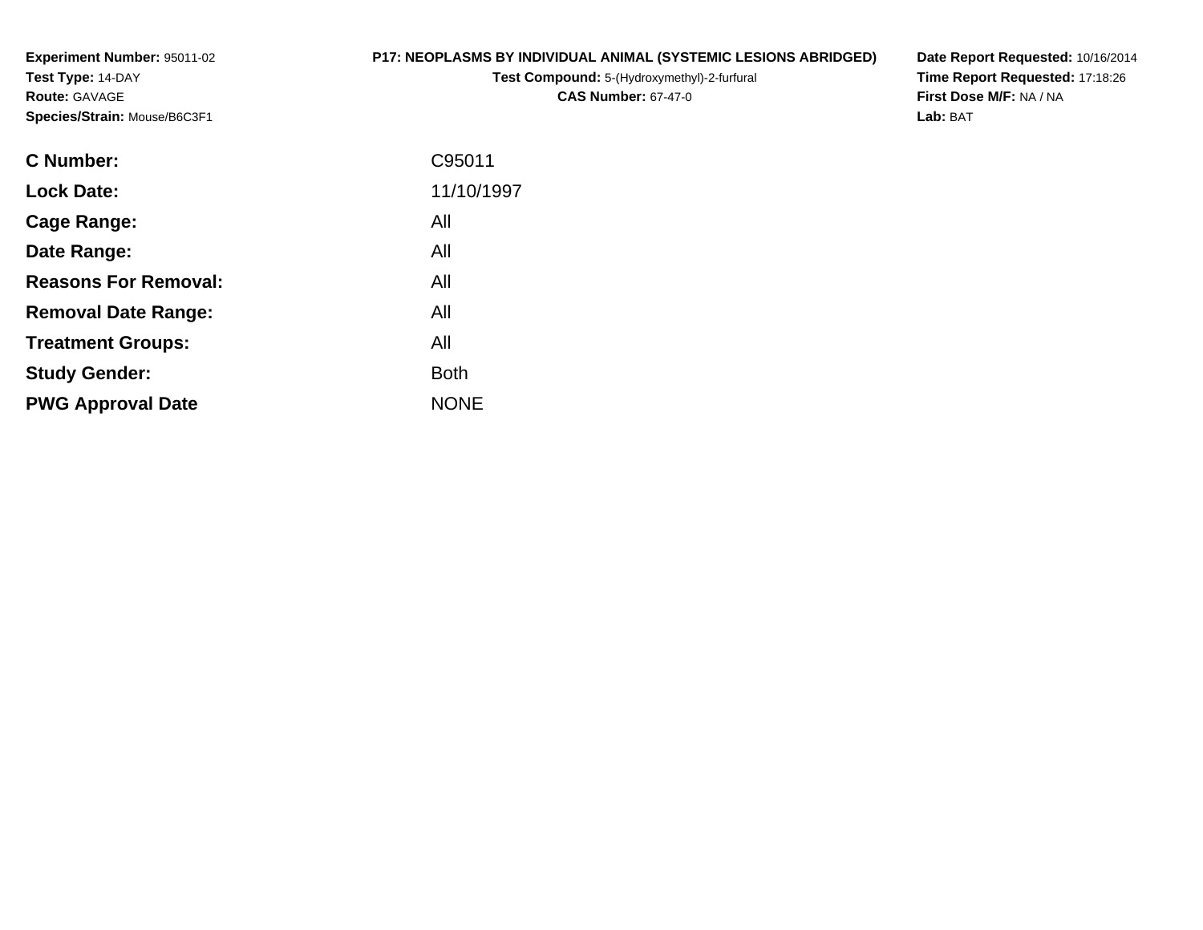**Experiment Number:** 95011-02
**Test Type:** 14-DAY
**Route:** GAVAGE
**Species/Strain:** Mouse/B6C3F1

**P17: NEOPLASMS BY INDIVIDUAL ANIMAL (SYSTEMIC LESIONS ABRIDGED)**
**Test Compound:** 5-(Hydroxymethyl)-2-furfural
**CAS Number:** 67-47-0

**Date Report Requested:** 10/16/2014
**Time Report Requested:** 17:18:26
**First Dose M/F:** NA / NA
**Lab:** BAT

| | |
|---|---|
| **C Number:** | C95011 |
| **Lock Date:** | 11/10/1997 |
| **Cage Range:** | All |
| **Date Range:** | All |
| **Reasons For Removal:** | All |
| **Removal Date Range:** | All |
| **Treatment Groups:** | All |
| **Study Gender:** | Both |
| **PWG Approval Date** | NONE |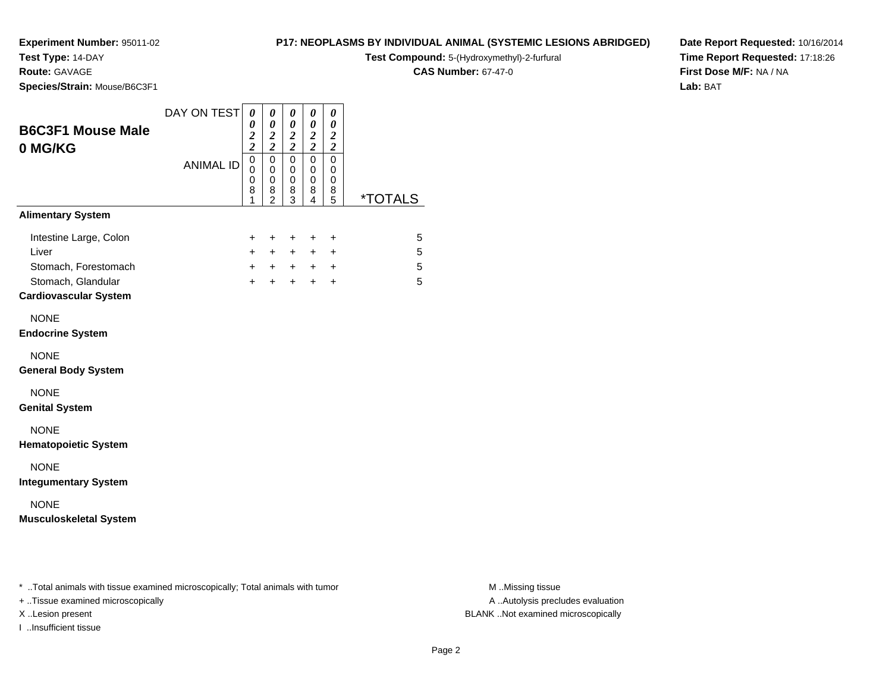**Experiment Number:** 95011-02
**Test Type:** 14-DAY
**Route:** GAVAGE
**Species/Strain:** Mouse/B6C3F1

**P17: NEOPLASMS BY INDIVIDUAL ANIMAL (SYSTEMIC LESIONS ABRIDGED)**
**Test Compound:** 5-(Hydroxymethyl)-2-furfural
**CAS Number:** 67-47-0

**Date Report Requested:** 10/16/2014
**Time Report Requested:** 17:18:26
**First Dose M/F:** NA / NA
**Lab:** BAT

## B6C3F1 Mouse Male
## 0 MG/KG

| DAY ON TEST | 0022 | 0022 | 0022 | 0022 | 0022 | |
|---|---|---|---|---|---|---|
| ANIMAL ID | 00081 | 00082 | 00083 | 00084 | 00085 | *TOTALS |
| **Alimentary System** | | | | | | |
| Intestine Large, Colon | + | + | + | + | + | 5 |
| Liver | + | + | + | + | + | 5 |
| Stomach, Forestomach | + | + | + | + | + | 5 |
| Stomach, Glandular | + | + | + | + | + | 5 |
| **Cardiovascular System** | | | | | | |
| NONE | | | | | | |
| **Endocrine System** | | | | | | |
| NONE | | | | | | |
| **General Body System** | | | | | | |
| NONE | | | | | | |
| **Genital System** | | | | | | |
| NONE | | | | | | |
| **Hematopoietic System** | | | | | | |
| NONE | | | | | | |
| **Integumentary System** | | | | | | |
| NONE | | | | | | |
| **Musculoskeletal System** | | | | | | |

* ..Total animals with tissue examined microscopically; Total animals with tumor
+ ..Tissue examined microscopically
X ..Lesion present
I ..Insufficient tissue

M ..Missing tissue
A ..Autolysis precludes evaluation
BLANK ..Not examined microscopically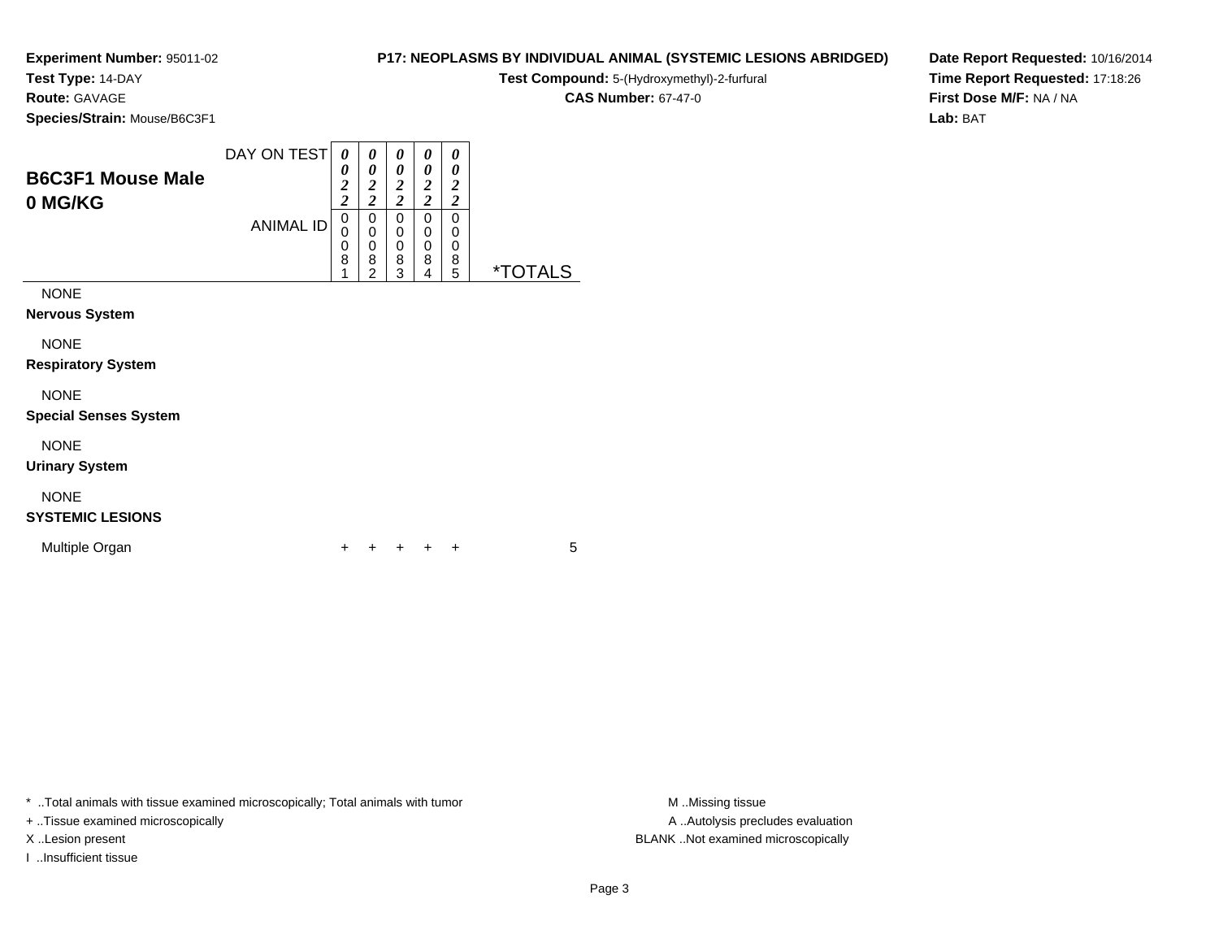**Experiment Number:** 95011-02
**Test Type:** 14-DAY
**Route:** GAVAGE
**Species/Strain:** Mouse/B6C3F1

**P17: NEOPLASMS BY INDIVIDUAL ANIMAL (SYSTEMIC LESIONS ABRIDGED)**
**Test Compound:** 5-(Hydroxymethyl)-2-furfural
**CAS Number:** 67-47-0

**Date Report Requested:** 10/16/2014
**Time Report Requested:** 17:18:26
**First Dose M/F:** NA / NA
**Lab:** BAT

## B6C3F1 Mouse Male
## 0 MG/KG

| | | | | | | |
|---|---|---|---|---|---|---|
| DAY ON TEST | 0022 | 0022 | 0022 | 0022 | 0022 | |
| ANIMAL ID | 00081 | 00082 | 00083 | 00084 | 00085 | *TOTALS |
| NONE | | | | | | |
| **Nervous System** | | | | | | |
| NONE | | | | | | |
| **Respiratory System** | | | | | | |
| NONE | | | | | | |
| **Special Senses System** | | | | | | |
| NONE | | | | | | |
| **Urinary System** | | | | | | |
| NONE | | | | | | |
| **SYSTEMIC LESIONS** | | | | | | |
| Multiple Organ | + | + | + | + | + | 5 |

\* ..Total animals with tissue examined microscopically; Total animals with tumor
\+ ..Tissue examined microscopically
X ..Lesion present
I ..Insufficient tissue

M ..Missing tissue
A ..Autolysis precludes evaluation
BLANK ..Not examined microscopically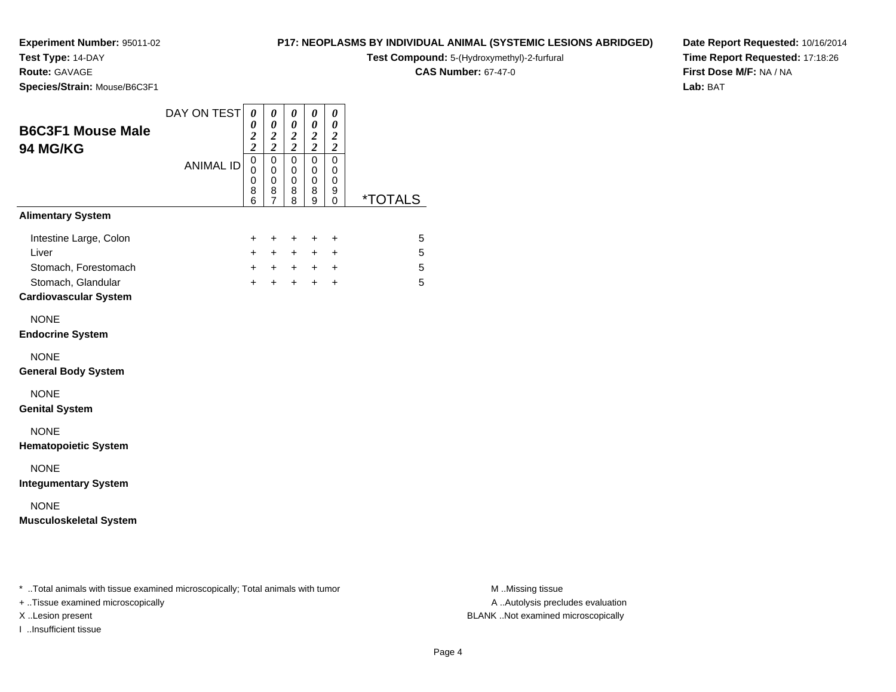**Experiment Number:** 95011-02
**Test Type:** 14-DAY
**Route:** GAVAGE
**Species/Strain:** Mouse/B6C3F1

**P17: NEOPLASMS BY INDIVIDUAL ANIMAL (SYSTEMIC LESIONS ABRIDGED)**
**Test Compound:** 5-(Hydroxymethyl)-2-furfural
**CAS Number:** 67-47-0

**Date Report Requested:** 10/16/2014
**Time Report Requested:** 17:18:26
**First Dose M/F:** NA / NA
**Lab:** BAT

## B6C3F1 Mouse Male 94 MG/KG

| DAY ON TEST | 0022 | 0022 | 0022 | 0022 | 0022 | |
|---|---|---|---|---|---|---|
| ANIMAL ID | 00086 | 00087 | 00088 | 00089 | 00090 | *TOTALS |
| **Alimentary System** | | | | | | |
| Intestine Large, Colon | + | + | + | + | + | 5 |
| Liver | + | + | + | + | + | 5 |
| Stomach, Forestomach | + | + | + | + | + | 5 |
| Stomach, Glandular | + | + | + | + | + | 5 |
| **Cardiovascular System** | | | | | | |
| NONE | | | | | | |
| **Endocrine System** | | | | | | |
| NONE | | | | | | |
| **General Body System** | | | | | | |
| NONE | | | | | | |
| **Genital System** | | | | | | |
| NONE | | | | | | |
| **Hematopoietic System** | | | | | | |
| NONE | | | | | | |
| **Integumentary System** | | | | | | |
| NONE | | | | | | |
| **Musculoskeletal System** | | | | | | |

* ..Total animals with tissue examined microscopically; Total animals with tumor
+ ..Tissue examined microscopically
X ..Lesion present
I ..Insufficient tissue

M ..Missing tissue
A ..Autolysis precludes evaluation
BLANK ..Not examined microscopically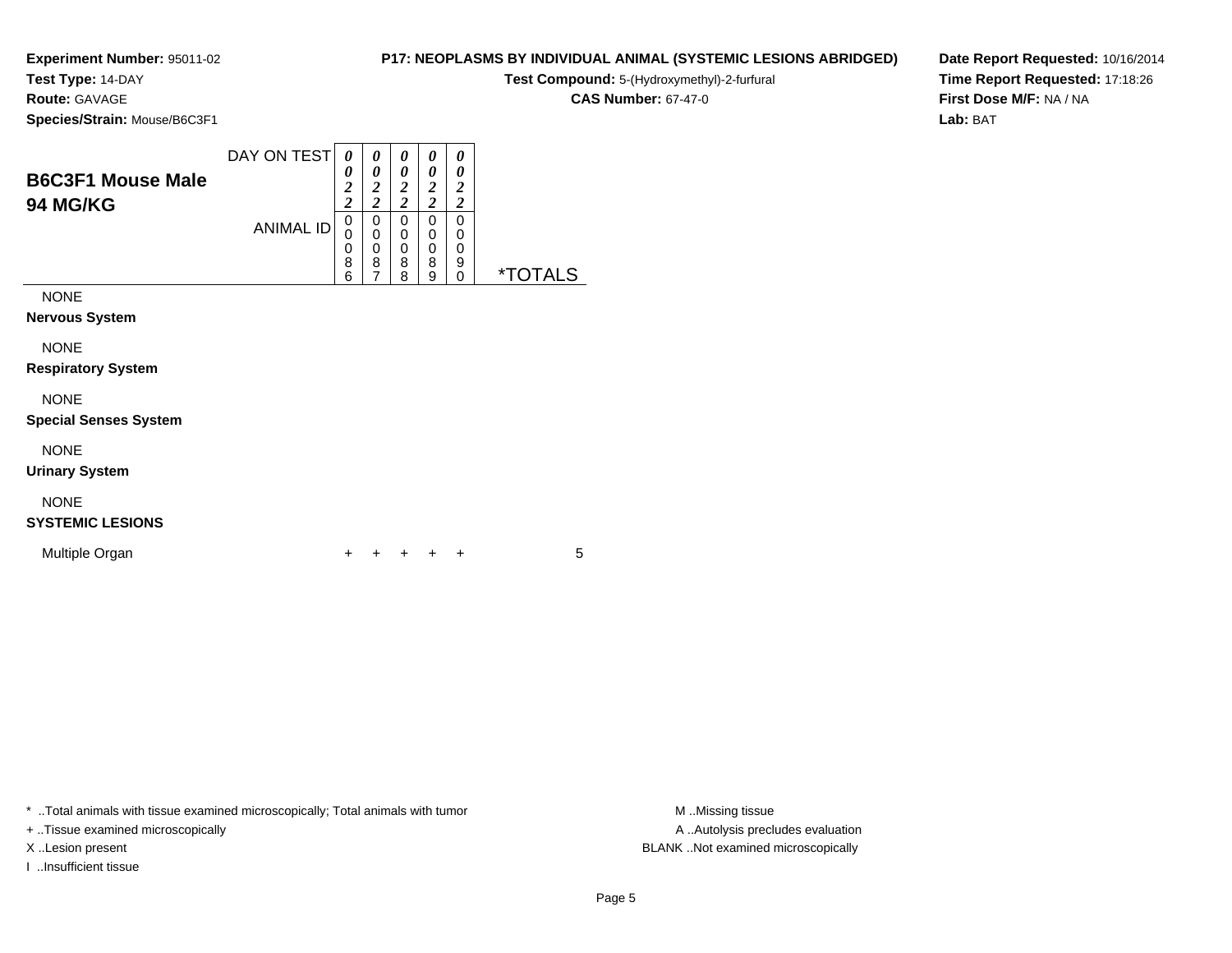**Experiment Number:** 95011-02
**Test Type:** 14-DAY
**Route:** GAVAGE
**Species/Strain:** Mouse/B6C3F1

**P17: NEOPLASMS BY INDIVIDUAL ANIMAL (SYSTEMIC LESIONS ABRIDGED)**
**Test Compound:** 5-(Hydroxymethyl)-2-furfural
**CAS Number:** 67-47-0

**Date Report Requested:** 10/16/2014
**Time Report Requested:** 17:18:26
**First Dose M/F:** NA / NA
**Lab:** BAT

## B6C3F1 Mouse Male
## 94 MG/KG

| DAY ON TEST | 0022 | 0022 | 0022 | 0022 | 0022 | |
|---|---|---|---|---|---|---|
| ANIMAL ID | 00086 | 00087 | 00088 | 00089 | 00090 | *TOTALS |
| NONE | | | | | | |
| **Nervous System** | | | | | | |
| NONE | | | | | | |
| **Respiratory System** | | | | | | |
| NONE | | | | | | |
| **Special Senses System** | | | | | | |
| NONE | | | | | | |
| **Urinary System** | | | | | | |
| NONE | | | | | | |
| **SYSTEMIC LESIONS** | | | | | | |
| Multiple Organ | + | + | + | + | + | 5 |

\* ..Total animals with tissue examined microscopically; Total animals with tumor
+ ..Tissue examined microscopically
X ..Lesion present
I ..Insufficient tissue

M ..Missing tissue
A ..Autolysis precludes evaluation
BLANK ..Not examined microscopically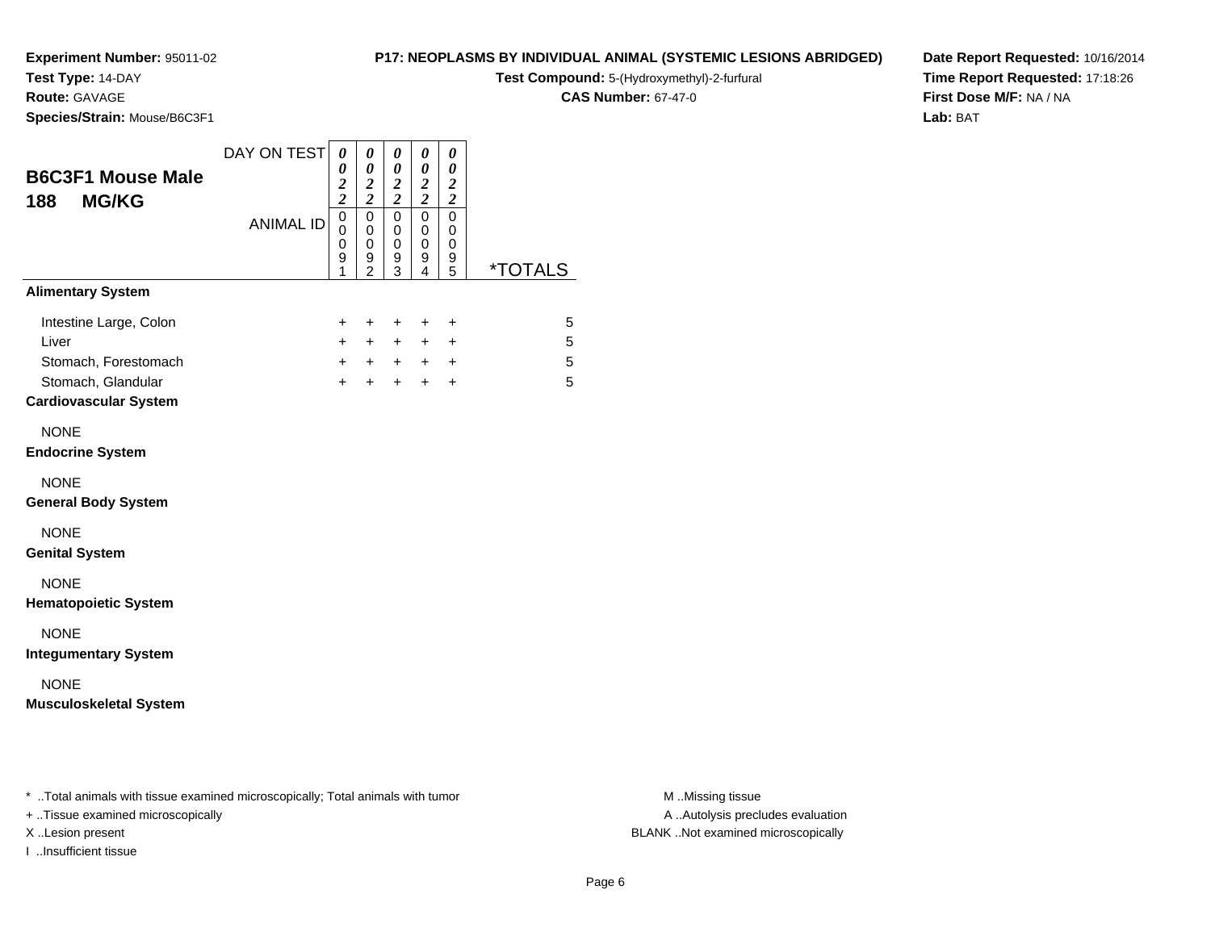**Experiment Number:** 95011-02
**Test Type:** 14-DAY
**Route:** GAVAGE
**Species/Strain:** Mouse/B6C3F1

**P17: NEOPLASMS BY INDIVIDUAL ANIMAL (SYSTEMIC LESIONS ABRIDGED)**
**Test Compound:** 5-(Hydroxymethyl)-2-furfural
**CAS Number:** 67-47-0

**Date Report Requested:** 10/16/2014
**Time Report Requested:** 17:18:26
**First Dose M/F:** NA / NA
**Lab:** BAT

## B6C3F1 Mouse Male 188 MG/KG

| DAY ON TEST | 0022 | 0022 | 0022 | 0022 | 0022 | |
|---|---|---|---|---|---|---|
| ANIMAL ID | 00091 | 00092 | 00093 | 00094 | 00095 | *TOTALS |
| **Alimentary System** | | | | | | |
| Intestine Large, Colon | + | + | + | + | + | 5 |
| Liver | + | + | + | + | + | 5 |
| Stomach, Forestomach | + | + | + | + | + | 5 |
| Stomach, Glandular | + | + | + | + | + | 5 |
| **Cardiovascular System** | | | | | | |
| NONE | | | | | | |
| **Endocrine System** | | | | | | |
| NONE | | | | | | |
| **General Body System** | | | | | | |
| NONE | | | | | | |
| **Genital System** | | | | | | |
| NONE | | | | | | |
| **Hematopoietic System** | | | | | | |
| NONE | | | | | | |
| **Integumentary System** | | | | | | |
| NONE | | | | | | |
| **Musculoskeletal System** | | | | | | |

* ..Total animals with tissue examined microscopically; Total animals with tumor
+ ..Tissue examined microscopically
X ..Lesion present
I ..Insufficient tissue

M ..Missing tissue
A ..Autolysis precludes evaluation
BLANK ..Not examined microscopically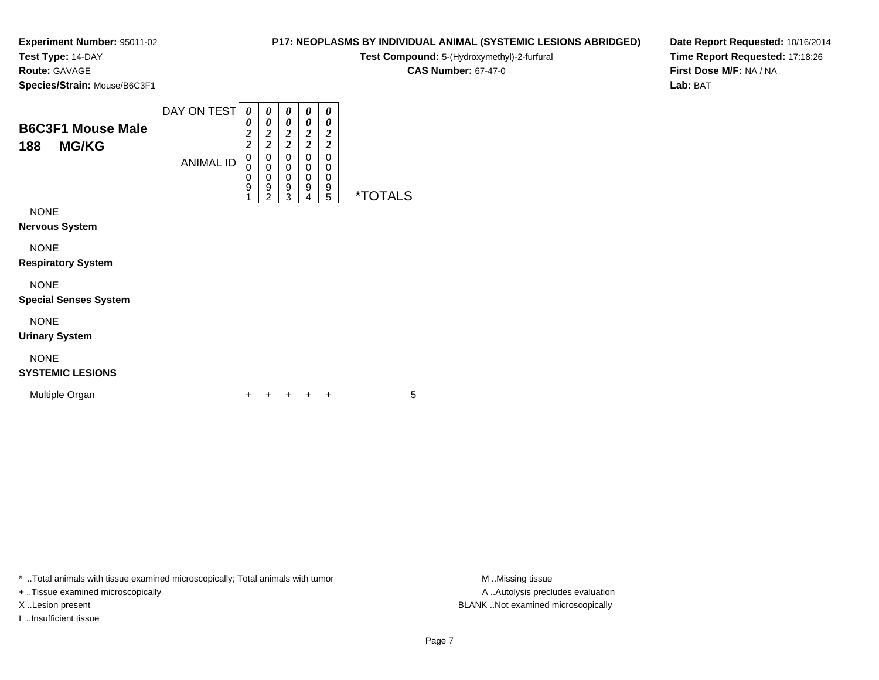**Experiment Number:** 95011-02
**Test Type:** 14-DAY
**Route:** GAVAGE
**Species/Strain:** Mouse/B6C3F1

**P17: NEOPLASMS BY INDIVIDUAL ANIMAL (SYSTEMIC LESIONS ABRIDGED)**
**Test Compound:** 5-(Hydroxymethyl)-2-furfural
**CAS Number:** 67-47-0

**Date Report Requested:** 10/16/2014
**Time Report Requested:** 17:18:26
**First Dose M/F:** NA / NA
**Lab:** BAT

## B6C3F1 Mouse Male
## 188 MG/KG

| | | | | | | |
|---|---|---|---|---|---|---|
| DAY ON TEST | 0022 | 0022 | 0022 | 0022 | 0022 | |
| ANIMAL ID | 00091 | 00092 | 00093 | 00094 | 00095 | *TOTALS |
| NONE | | | | | | |
| **Nervous System** | | | | | | |
| NONE | | | | | | |
| **Respiratory System** | | | | | | |
| NONE | | | | | | |
| **Special Senses System** | | | | | | |
| NONE | | | | | | |
| **Urinary System** | | | | | | |
| NONE | | | | | | |
| **SYSTEMIC LESIONS** | | | | | | |
| Multiple Organ | + | + | + | + | + | 5 |

* ..Total animals with tissue examined microscopically; Total animals with tumor
+ ..Tissue examined microscopically
X ..Lesion present
I ..Insufficient tissue

M ..Missing tissue
A ..Autolysis precludes evaluation
BLANK ..Not examined microscopically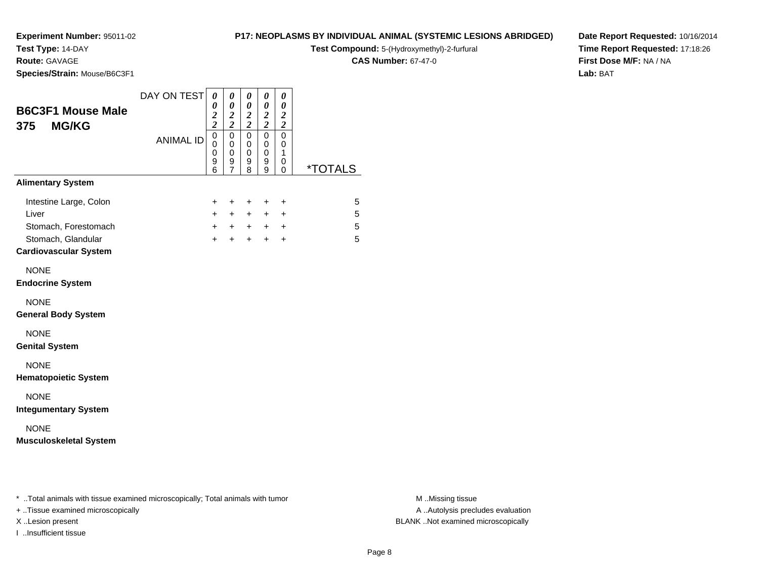**Experiment Number:** 95011-02
**Test Type:** 14-DAY
**Route:** GAVAGE
**Species/Strain:** Mouse/B6C3F1

**P17: NEOPLASMS BY INDIVIDUAL ANIMAL (SYSTEMIC LESIONS ABRIDGED)**
**Test Compound:** 5-(Hydroxymethyl)-2-furfural
**CAS Number:** 67-47-0

**Date Report Requested:** 10/16/2014
**Time Report Requested:** 17:18:26
**First Dose M/F:** NA / NA
**Lab:** BAT

## B6C3F1 Mouse Male
## 375 MG/KG

| DAY ON TEST | 0022 | 0022 | 0022 | 0022 | 0022 | |
|---|---|---|---|---|---|---|
| ANIMAL ID | 00096 | 00097 | 00098 | 00099 | 00100 | *TOTALS |
| **Alimentary System** | | | | | | |
| Intestine Large, Colon | + | + | + | + | + | 5 |
| Liver | + | + | + | + | + | 5 |
| Stomach, Forestomach | + | + | + | + | + | 5 |
| Stomach, Glandular | + | + | + | + | + | 5 |
| **Cardiovascular System** | | | | | | |
| NONE | | | | | | |
| **Endocrine System** | | | | | | |
| NONE | | | | | | |
| **General Body System** | | | | | | |
| NONE | | | | | | |
| **Genital System** | | | | | | |
| NONE | | | | | | |
| **Hematopoietic System** | | | | | | |
| NONE | | | | | | |
| **Integumentary System** | | | | | | |
| NONE | | | | | | |
| **Musculoskeletal System** | | | | | | |

* ..Total animals with tissue examined microscopically; Total animals with tumor
+ ..Tissue examined microscopically
X ..Lesion present
I ..Insufficient tissue

M ..Missing tissue
A ..Autolysis precludes evaluation
BLANK ..Not examined microscopically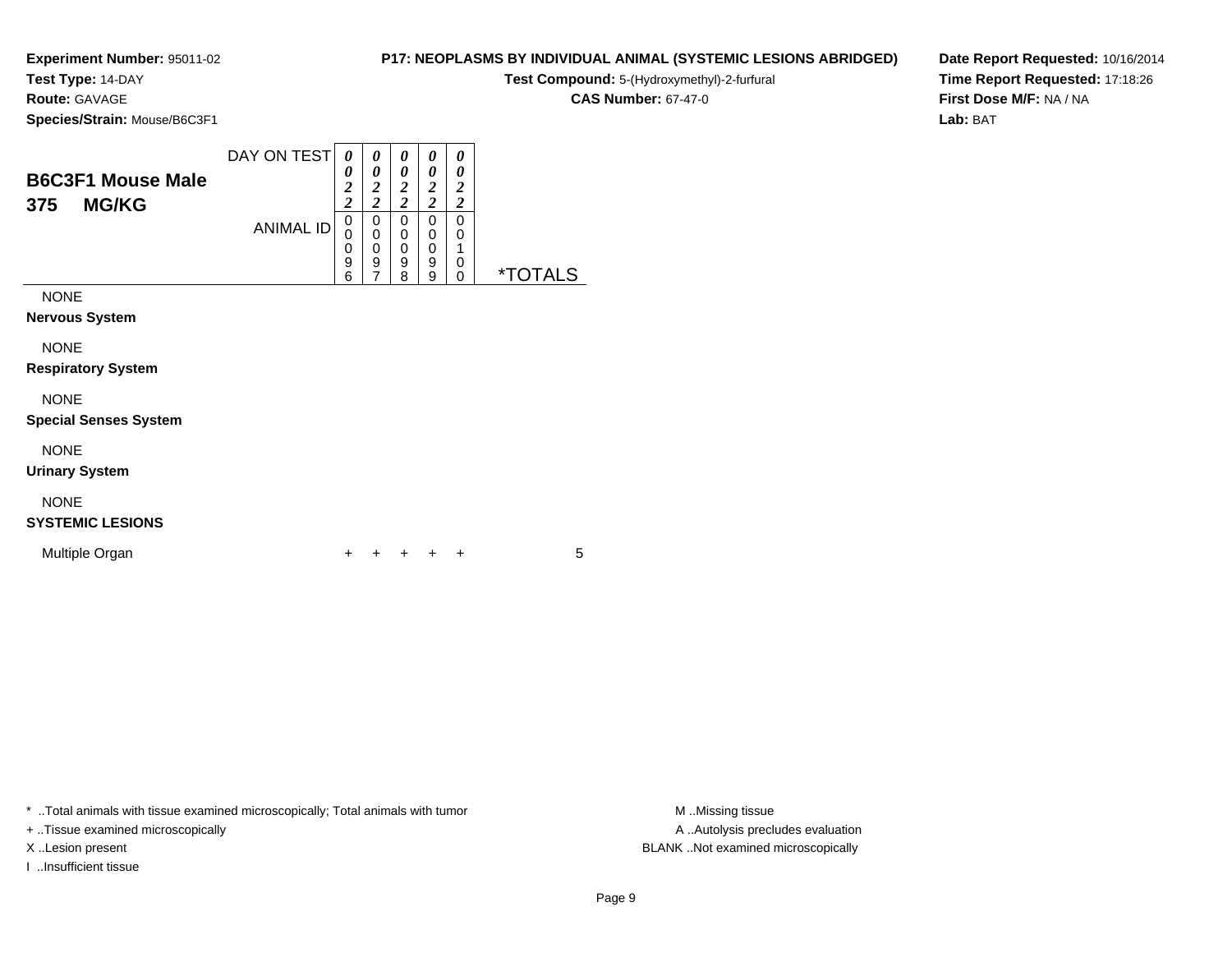**Experiment Number:** 95011-02
**Test Type:** 14-DAY
**Route:** GAVAGE
**Species/Strain:** Mouse/B6C3F1

**P17: NEOPLASMS BY INDIVIDUAL ANIMAL (SYSTEMIC LESIONS ABRIDGED)**
**Test Compound:** 5-(Hydroxymethyl)-2-furfural
**CAS Number:** 67-47-0

**Date Report Requested:** 10/16/2014
**Time Report Requested:** 17:18:26
**First Dose M/F:** NA / NA
**Lab:** BAT

## B6C3F1 Mouse Male
## 375 MG/KG

| | | | | | | |
|---|---|---|---|---|---|---|
| DAY ON TEST | 0022 | 0022 | 0022 | 0022 | 0022 | |
| ANIMAL ID | 00096 | 00097 | 00098 | 00099 | 00100 | *TOTALS |
| NONE | | | | | | |
| **Nervous System** | | | | | | |
| NONE | | | | | | |
| **Respiratory System** | | | | | | |
| NONE | | | | | | |
| **Special Senses System** | | | | | | |
| NONE | | | | | | |
| **Urinary System** | | | | | | |
| NONE | | | | | | |
| **SYSTEMIC LESIONS** | | | | | | |
| Multiple Organ | + | + | + | + | + | 5 |

* ..Total animals with tissue examined microscopically; Total animals with tumor
+ ..Tissue examined microscopically
X ..Lesion present
I ..Insufficient tissue

M ..Missing tissue
A ..Autolysis precludes evaluation
BLANK ..Not examined microscopically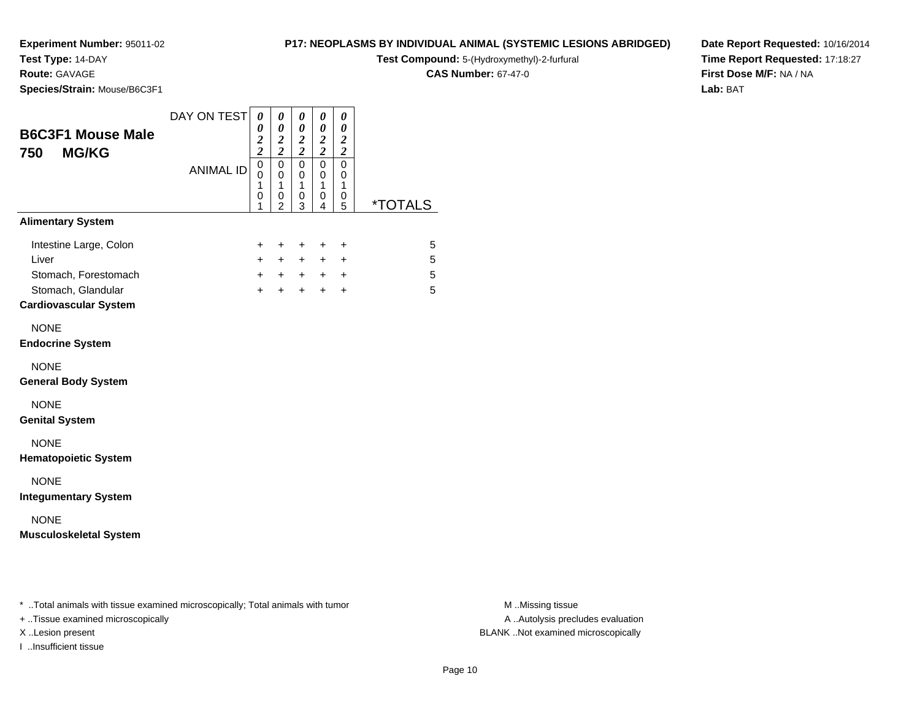**Experiment Number:** 95011-02
**Test Type:** 14-DAY
**Route:** GAVAGE
**Species/Strain:** Mouse/B6C3F1

**P17: NEOPLASMS BY INDIVIDUAL ANIMAL (SYSTEMIC LESIONS ABRIDGED)**
**Test Compound:** 5-(Hydroxymethyl)-2-furfural
**CAS Number:** 67-47-0

**Date Report Requested:** 10/16/2014
**Time Report Requested:** 17:18:27
**First Dose M/F:** NA / NA
**Lab:** BAT

## B6C3F1 Mouse Male
## 750 MG/KG

| DAY ON TEST | 0022 | 0022 | 0022 | 0022 | 0022 | |
|---|---|---|---|---|---|---|
| ANIMAL ID | 00101 | 00102 | 00103 | 00104 | 00105 | *TOTALS |
| **Alimentary System** | | | | | | |
| Intestine Large, Colon | + | + | + | + | + | 5 |
| Liver | + | + | + | + | + | 5 |
| Stomach, Forestomach | + | + | + | + | + | 5 |
| Stomach, Glandular | + | + | + | + | + | 5 |
| **Cardiovascular System** | | | | | | |
| NONE | | | | | | |
| **Endocrine System** | | | | | | |
| NONE | | | | | | |
| **General Body System** | | | | | | |
| NONE | | | | | | |
| **Genital System** | | | | | | |
| NONE | | | | | | |
| **Hematopoietic System** | | | | | | |
| NONE | | | | | | |
| **Integumentary System** | | | | | | |
| NONE | | | | | | |
| **Musculoskeletal System** | | | | | | |

* ..Total animals with tissue examined microscopically; Total animals with tumor
+ ..Tissue examined microscopically
X ..Lesion present
I ..Insufficient tissue

M ..Missing tissue
A ..Autolysis precludes evaluation
BLANK ..Not examined microscopically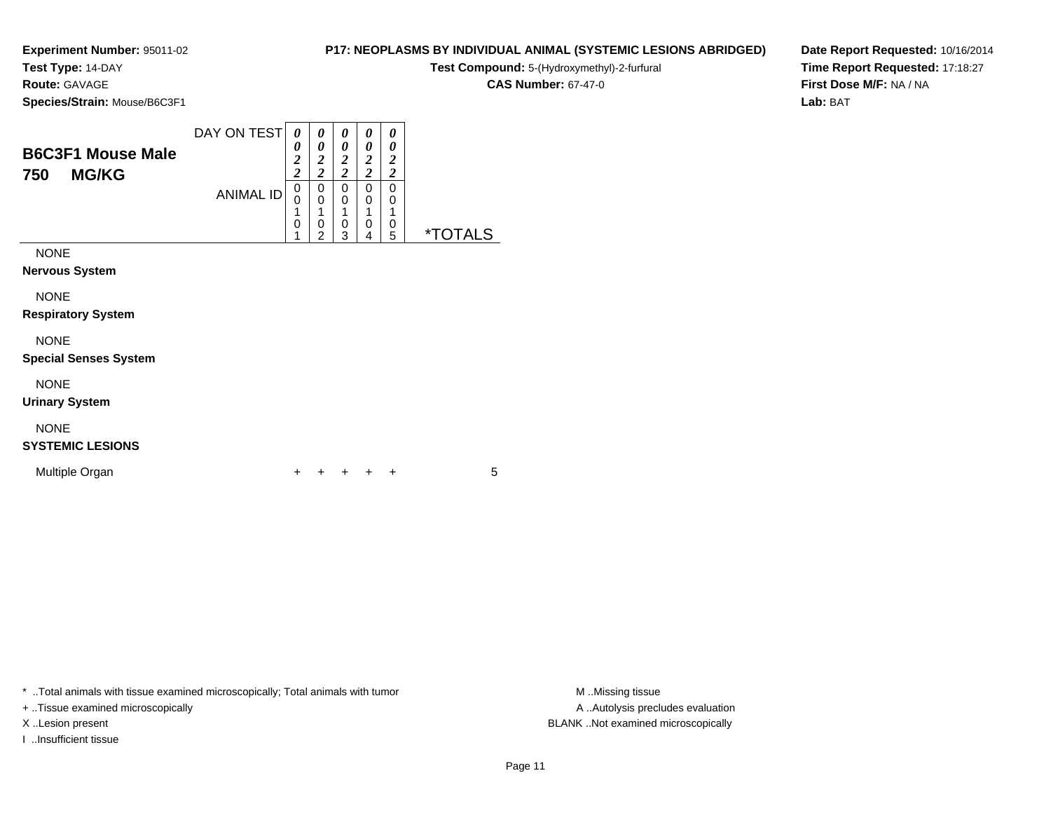**Experiment Number:** 95011-02
**Test Type:** 14-DAY
**Route:** GAVAGE
**Species/Strain:** Mouse/B6C3F1

**P17: NEOPLASMS BY INDIVIDUAL ANIMAL (SYSTEMIC LESIONS ABRIDGED)**
**Test Compound:** 5-(Hydroxymethyl)-2-furfural
**CAS Number:** 67-47-0

**Date Report Requested:** 10/16/2014
**Time Report Requested:** 17:18:27
**First Dose M/F:** NA / NA
**Lab:** BAT

## B6C3F1 Mouse Male 750 MG/KG

| DAY ON TEST | 0022 | 0022 | 0022 | 0022 | 0022 | |
|---|---|---|---|---|---|---|
| ANIMAL ID | 00101 | 00102 | 00103 | 00104 | 00105 | *TOTALS |
| NONE | | | | | | |
| **Nervous System** | | | | | | |
| NONE | | | | | | |
| **Respiratory System** | | | | | | |
| NONE | | | | | | |
| **Special Senses System** | | | | | | |
| NONE | | | | | | |
| **Urinary System** | | | | | | |
| NONE | | | | | | |
| **SYSTEMIC LESIONS** | | | | | | |
| Multiple Organ | + | + | + | + | + | 5 |

* ..Total animals with tissue examined microscopically; Total animals with tumor
+ ..Tissue examined microscopically
X ..Lesion present
I ..Insufficient tissue

M ..Missing tissue
A ..Autolysis precludes evaluation
BLANK ..Not examined microscopically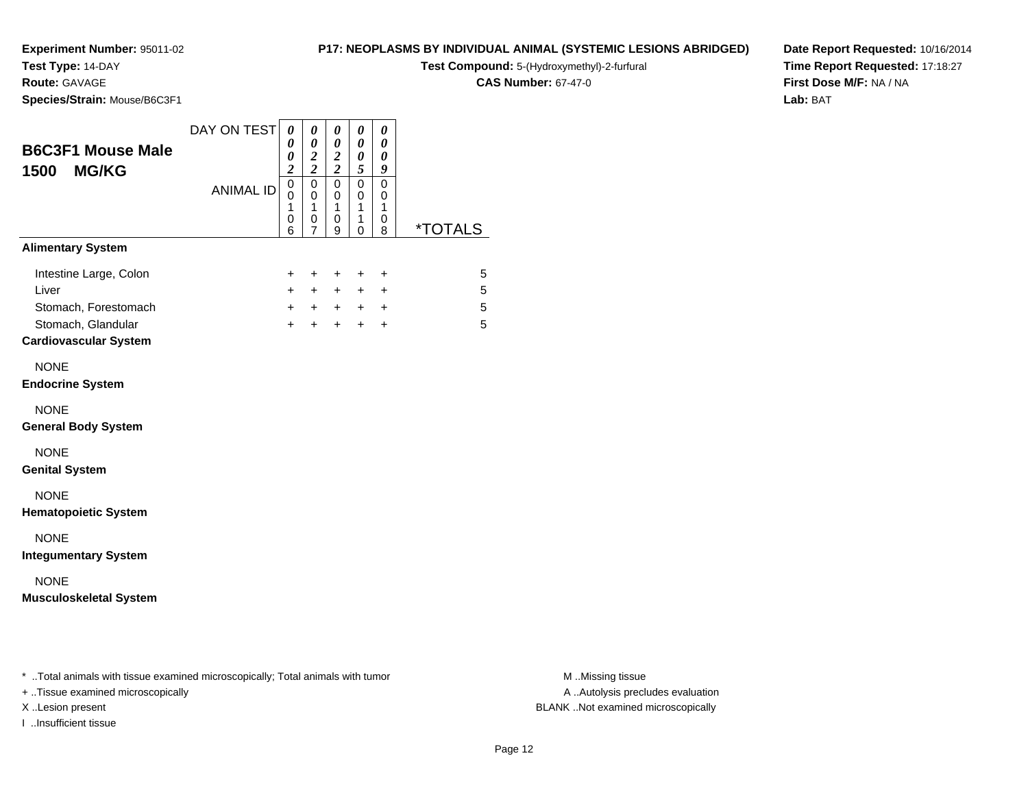**Experiment Number:** 95011-02
**Test Type:** 14-DAY
**Route:** GAVAGE
**Species/Strain:** Mouse/B6C3F1

**P17: NEOPLASMS BY INDIVIDUAL ANIMAL (SYSTEMIC LESIONS ABRIDGED)**
**Test Compound:** 5-(Hydroxymethyl)-2-furfural
**CAS Number:** 67-47-0

**Date Report Requested:** 10/16/2014
**Time Report Requested:** 17:18:27
**First Dose M/F:** NA / NA
**Lab:** BAT

## B6C3F1 Mouse Male 1500 MG/KG

| DAY ON TEST | 0002 | 0022 | 0022 | 0005 | 0009 | |
|---|---|---|---|---|---|---|
| ANIMAL ID | 00106 | 00107 | 00109 | 00110 | 00108 | *TOTALS |
| **Alimentary System** | | | | | | |
| Intestine Large, Colon | + | + | + | + | + | 5 |
| Liver | + | + | + | + | + | 5 |
| Stomach, Forestomach | + | + | + | + | + | 5 |
| Stomach, Glandular | + | + | + | + | + | 5 |
| **Cardiovascular System** | | | | | | |
| NONE | | | | | | |
| **Endocrine System** | | | | | | |
| NONE | | | | | | |
| **General Body System** | | | | | | |
| NONE | | | | | | |
| **Genital System** | | | | | | |
| NONE | | | | | | |
| **Hematopoietic System** | | | | | | |
| NONE | | | | | | |
| **Integumentary System** | | | | | | |
| NONE | | | | | | |
| **Musculoskeletal System** | | | | | | |

* ..Total animals with tissue examined microscopically; Total animals with tumor
+ ..Tissue examined microscopically
X ..Lesion present
I ..Insufficient tissue

M ..Missing tissue
A ..Autolysis precludes evaluation
BLANK ..Not examined microscopically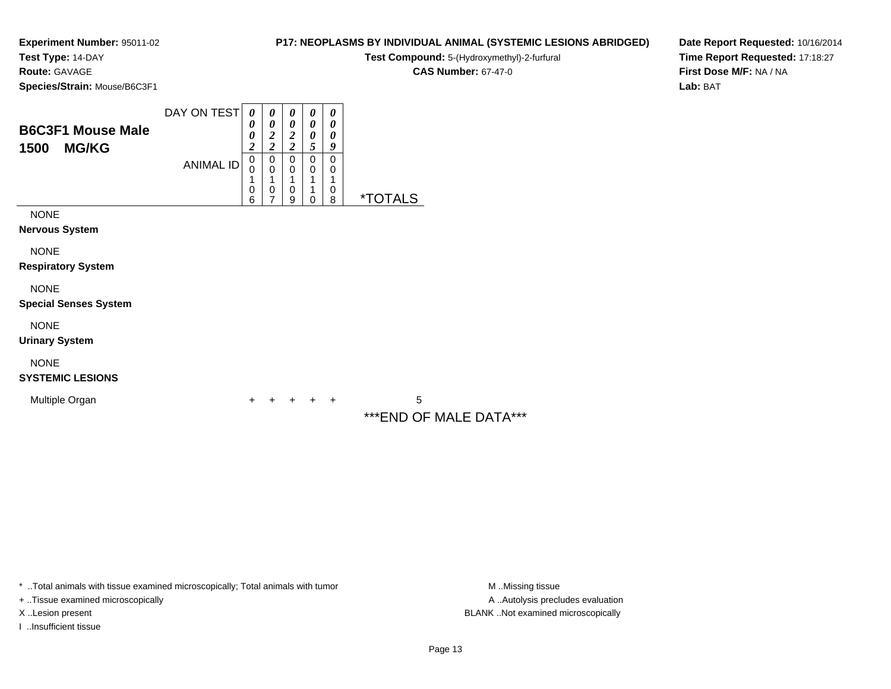**Experiment Number:** 95011-02
**Test Type:** 14-DAY
**Route:** GAVAGE
**Species/Strain:** Mouse/B6C3F1

**P17: NEOPLASMS BY INDIVIDUAL ANIMAL (SYSTEMIC LESIONS ABRIDGED)**
**Test Compound:** 5-(Hydroxymethyl)-2-furfural
**CAS Number:** 67-47-0

**Date Report Requested:** 10/16/2014
**Time Report Requested:** 17:18:27
**First Dose M/F:** NA / NA
**Lab:** BAT

## B6C3F1 Mouse Male
## 1500 MG/KG

| DAY ON TEST | 0002 | 0022 | 0022 | 0005 | 0009 | |
|---|---|---|---|---|---|---|
| ANIMAL ID | 00106 | 00107 | 00109 | 00110 | 00108 | *TOTALS |
| NONE | | | | | | |
| **Nervous System** | | | | | | |
| NONE | | | | | | |
| **Respiratory System** | | | | | | |
| NONE | | | | | | |
| **Special Senses System** | | | | | | |
| NONE | | | | | | |
| **Urinary System** | | | | | | |
| NONE | | | | | | |
| **SYSTEMIC LESIONS** | | | | | | |
| Multiple Organ | + | + | + | + | + | 5 |

***END OF MALE DATA***

* ..Total animals with tissue examined microscopically; Total animals with tumor
+ ..Tissue examined microscopically
X ..Lesion present
I ..Insufficient tissue

M ..Missing tissue
A ..Autolysis precludes evaluation
BLANK ..Not examined microscopically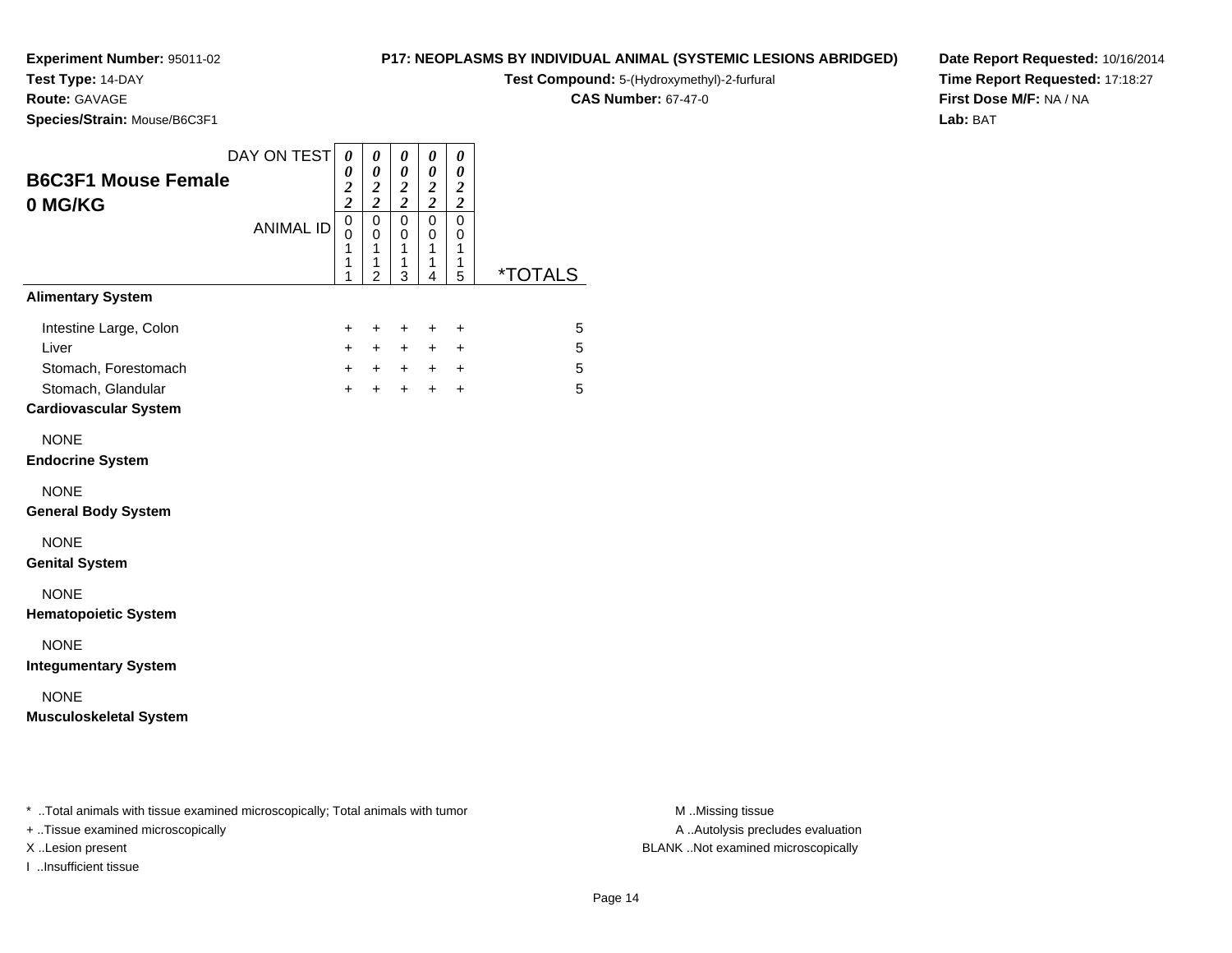**Experiment Number:** 95011-02
**Test Type:** 14-DAY
**Route:** GAVAGE
**Species/Strain:** Mouse/B6C3F1

**P17: NEOPLASMS BY INDIVIDUAL ANIMAL (SYSTEMIC LESIONS ABRIDGED)**
**Test Compound:** 5-(Hydroxymethyl)-2-furfural
**CAS Number:** 67-47-0

**Date Report Requested:** 10/16/2014
**Time Report Requested:** 17:18:27
**First Dose M/F:** NA / NA
**Lab:** BAT

## B6C3F1 Mouse Female
## 0 MG/KG

| DAY ON TEST | 0022 | 0022 | 0022 | 0022 | 0022 | |
|---|---|---|---|---|---|---|
| ANIMAL ID | 00111 | 00112 | 00113 | 00114 | 00115 | *TOTALS |
| **Alimentary System** | | | | | | |
| Intestine Large, Colon | + | + | + | + | + | 5 |
| Liver | + | + | + | + | + | 5 |
| Stomach, Forestomach | + | + | + | + | + | 5 |
| Stomach, Glandular | + | + | + | + | + | 5 |
| **Cardiovascular System** | | | | | | |
| NONE | | | | | | |
| **Endocrine System** | | | | | | |
| NONE | | | | | | |
| **General Body System** | | | | | | |
| NONE | | | | | | |
| **Genital System** | | | | | | |
| NONE | | | | | | |
| **Hematopoietic System** | | | | | | |
| NONE | | | | | | |
| **Integumentary System** | | | | | | |
| NONE | | | | | | |
| **Musculoskeletal System** | | | | | | |

* ..Total animals with tissue examined microscopically; Total animals with tumor
+ ..Tissue examined microscopically
X ..Lesion present
I ..Insufficient tissue

M ..Missing tissue
A ..Autolysis precludes evaluation
BLANK ..Not examined microscopically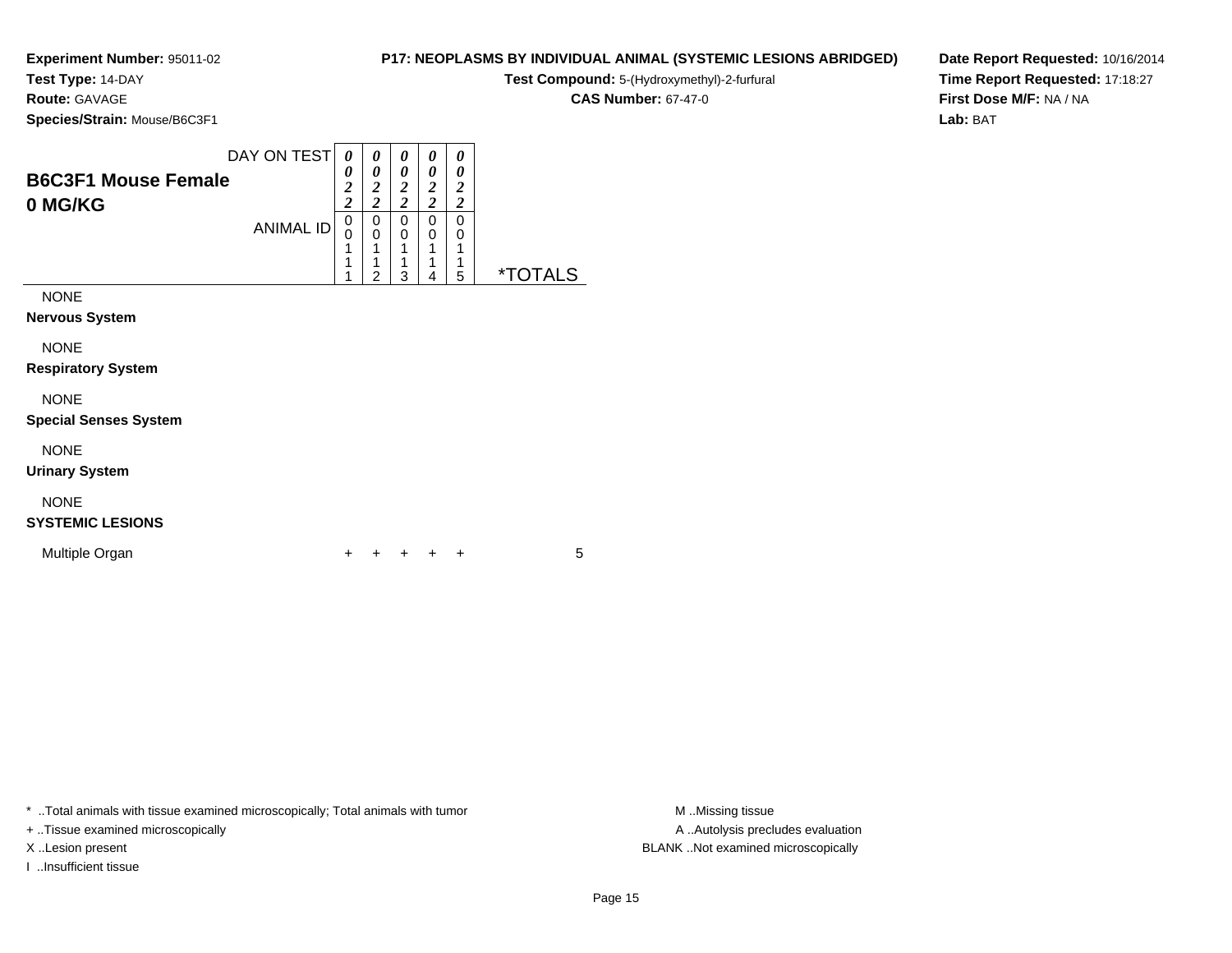**Experiment Number:** 95011-02
**Test Type:** 14-DAY
**Route:** GAVAGE
**Species/Strain:** Mouse/B6C3F1

**P17: NEOPLASMS BY INDIVIDUAL ANIMAL (SYSTEMIC LESIONS ABRIDGED)**
**Test Compound:** 5-(Hydroxymethyl)-2-furfural
**CAS Number:** 67-47-0

**Date Report Requested:** 10/16/2014
**Time Report Requested:** 17:18:27
**First Dose M/F:** NA / NA
**Lab:** BAT

## B6C3F1 Mouse Female 0 MG/KG

| DAY ON TEST | 0022 | 0022 | 0022 | 0022 | 0022 | |
|---|---|---|---|---|---|---|
| ANIMAL ID | 00111 | 00112 | 00113 | 00114 | 00115 | *TOTALS |
| NONE | | | | | | |
| **Nervous System** | | | | | | |
| NONE | | | | | | |
| **Respiratory System** | | | | | | |
| NONE | | | | | | |
| **Special Senses System** | | | | | | |
| NONE | | | | | | |
| **Urinary System** | | | | | | |
| NONE | | | | | | |
| **SYSTEMIC LESIONS** | | | | | | |
| Multiple Organ | + | + | + | + | + | 5 |

\* ..Total animals with tissue examined microscopically; Total animals with tumor
\+ ..Tissue examined microscopically
X ..Lesion present
I ..Insufficient tissue

M ..Missing tissue
A ..Autolysis precludes evaluation
BLANK ..Not examined microscopically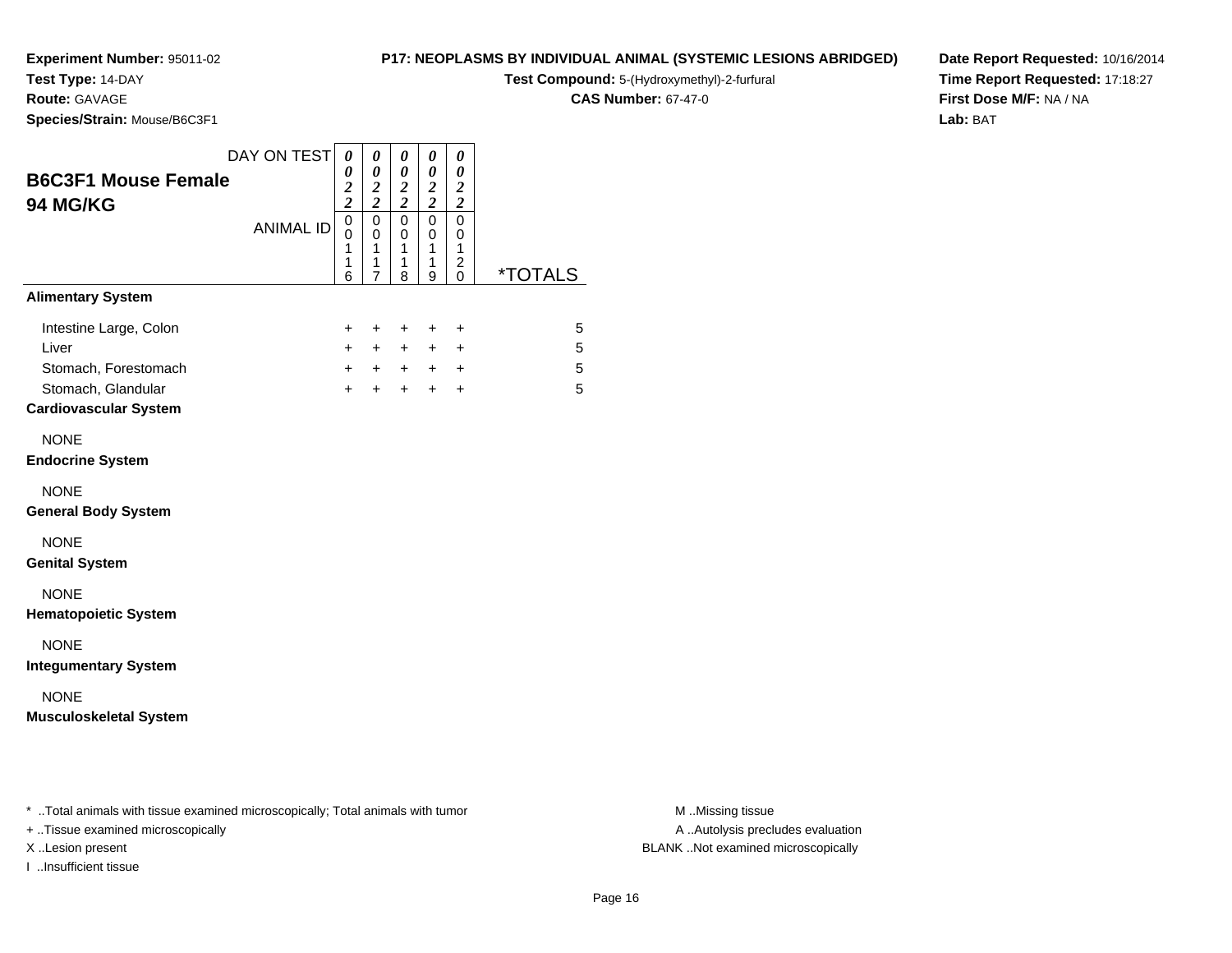**Experiment Number:** 95011-02
**Test Type:** 14-DAY
**Route:** GAVAGE
**Species/Strain:** Mouse/B6C3F1

**P17: NEOPLASMS BY INDIVIDUAL ANIMAL (SYSTEMIC LESIONS ABRIDGED)**
**Test Compound:** 5-(Hydroxymethyl)-2-furfural
**CAS Number:** 67-47-0

**Date Report Requested:** 10/16/2014
**Time Report Requested:** 17:18:27
**First Dose M/F:** NA / NA
**Lab:** BAT

## B6C3F1 Mouse Female
## 94 MG/KG

| DAY ON TEST | 0022 | 0022 | 0022 | 0022 | 0022 | |
|---|---|---|---|---|---|---|
| ANIMAL ID | 00116 | 00117 | 00118 | 00119 | 00120 | *TOTALS |
| **Alimentary System** | | | | | | |
| Intestine Large, Colon | + | + | + | + | + | 5 |
| Liver | + | + | + | + | + | 5 |
| Stomach, Forestomach | + | + | + | + | + | 5 |
| Stomach, Glandular | + | + | + | + | + | 5 |
| **Cardiovascular System** | | | | | | |
| NONE | | | | | | |
| **Endocrine System** | | | | | | |
| NONE | | | | | | |
| **General Body System** | | | | | | |
| NONE | | | | | | |
| **Genital System** | | | | | | |
| NONE | | | | | | |
| **Hematopoietic System** | | | | | | |
| NONE | | | | | | |
| **Integumentary System** | | | | | | |
| NONE | | | | | | |
| **Musculoskeletal System** | | | | | | |

* ..Total animals with tissue examined microscopically; Total animals with tumor
+ ..Tissue examined microscopically
X ..Lesion present
I ..Insufficient tissue

M ..Missing tissue
A ..Autolysis precludes evaluation
BLANK ..Not examined microscopically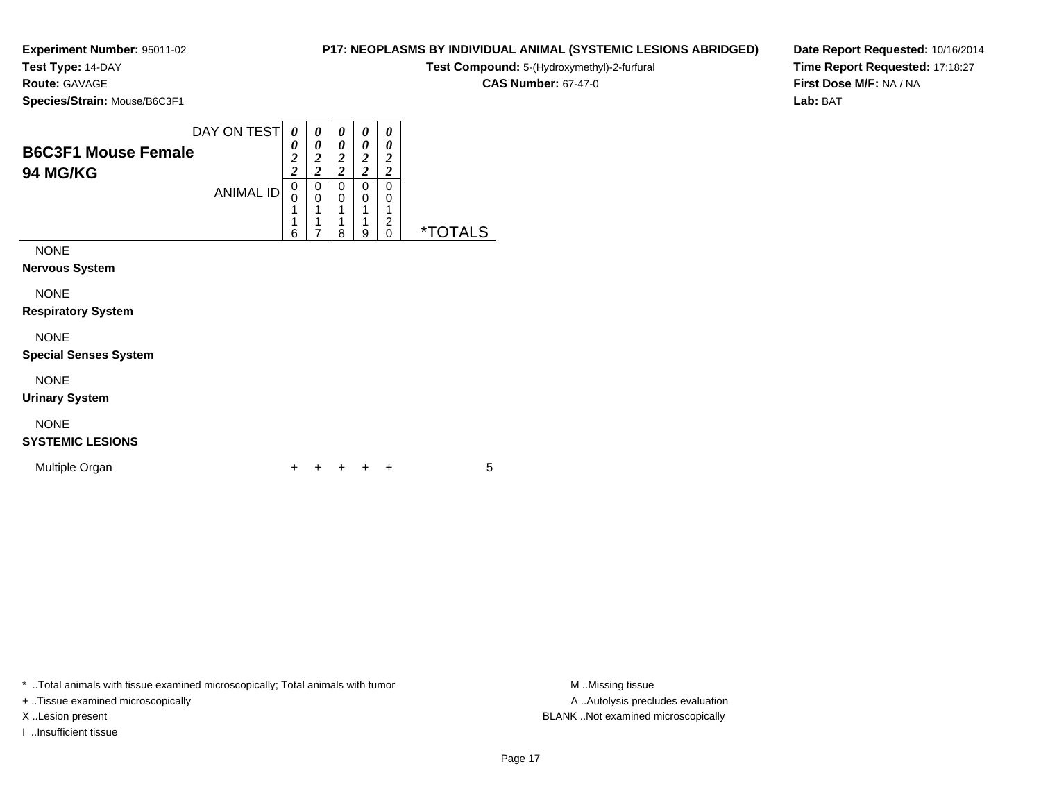**Experiment Number:** 95011-02
**Test Type:** 14-DAY
**Route:** GAVAGE
**Species/Strain:** Mouse/B6C3F1

**P17: NEOPLASMS BY INDIVIDUAL ANIMAL (SYSTEMIC LESIONS ABRIDGED)**
**Test Compound:** 5-(Hydroxymethyl)-2-furfural
**CAS Number:** 67-47-0

**Date Report Requested:** 10/16/2014
**Time Report Requested:** 17:18:27
**First Dose M/F:** NA / NA
**Lab:** BAT

## B6C3F1 Mouse Female
## 94 MG/KG

| DAY ON TEST | 0022 | 0022 | 0022 | 0022 | 0022 | |
|---|---|---|---|---|---|---|
| ANIMAL ID | 00116 | 00117 | 00118 | 00119 | 00120 | *TOTALS |
| NONE | | | | | | |
| **Nervous System** | | | | | | |
| NONE | | | | | | |
| **Respiratory System** | | | | | | |
| NONE | | | | | | |
| **Special Senses System** | | | | | | |
| NONE | | | | | | |
| **Urinary System** | | | | | | |
| NONE | | | | | | |
| **SYSTEMIC LESIONS** | | | | | | |
| Multiple Organ | + | + | + | + | + | 5 |

* ..Total animals with tissue examined microscopically; Total animals with tumor
+ ..Tissue examined microscopically
X ..Lesion present
I ..Insufficient tissue

M ..Missing tissue
A ..Autolysis precludes evaluation
BLANK ..Not examined microscopically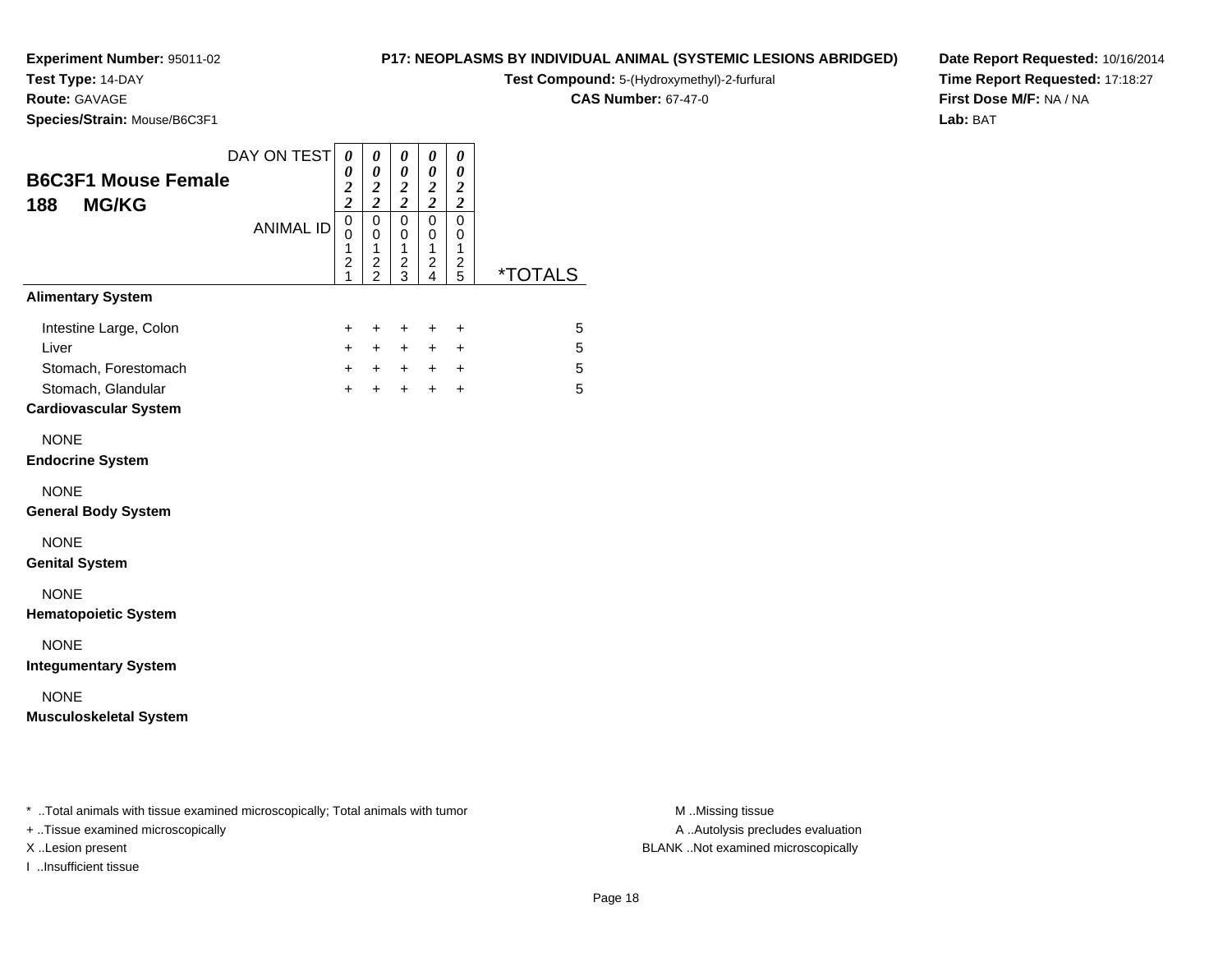**Experiment Number:** 95011-02
**Test Type:** 14-DAY
**Route:** GAVAGE
**Species/Strain:** Mouse/B6C3F1

**P17: NEOPLASMS BY INDIVIDUAL ANIMAL (SYSTEMIC LESIONS ABRIDGED)**
**Test Compound:** 5-(Hydroxymethyl)-2-furfural
**CAS Number:** 67-47-0

**Date Report Requested:** 10/16/2014
**Time Report Requested:** 17:18:27
**First Dose M/F:** NA / NA
**Lab:** BAT

| B6C3F1 Mouse Female 188 MG/KG | | | | | | |
|---|---|---|---|---|---|---|
| DAY ON TEST | 0022 | 0022 | 0022 | 0022 | 0022 | |
| ANIMAL ID | 00121 | 00122 | 00123 | 00124 | 00125 | *TOTALS |
| **Alimentary System** | | | | | | |
| Intestine Large, Colon | + | + | + | + | + | 5 |
| Liver | + | + | + | + | + | 5 |
| Stomach, Forestomach | + | + | + | + | + | 5 |
| Stomach, Glandular | + | + | + | + | + | 5 |
| **Cardiovascular System** | | | | | | |
| NONE | | | | | | |
| **Endocrine System** | | | | | | |
| NONE | | | | | | |
| **General Body System** | | | | | | |
| NONE | | | | | | |
| **Genital System** | | | | | | |
| NONE | | | | | | |
| **Hematopoietic System** | | | | | | |
| NONE | | | | | | |
| **Integumentary System** | | | | | | |
| NONE | | | | | | |
| **Musculoskeletal System** | | | | | | |

* ..Total animals with tissue examined microscopically; Total animals with tumor
+ ..Tissue examined microscopically
X ..Lesion present
I ..Insufficient tissue

M ..Missing tissue
A ..Autolysis precludes evaluation
BLANK ..Not examined microscopically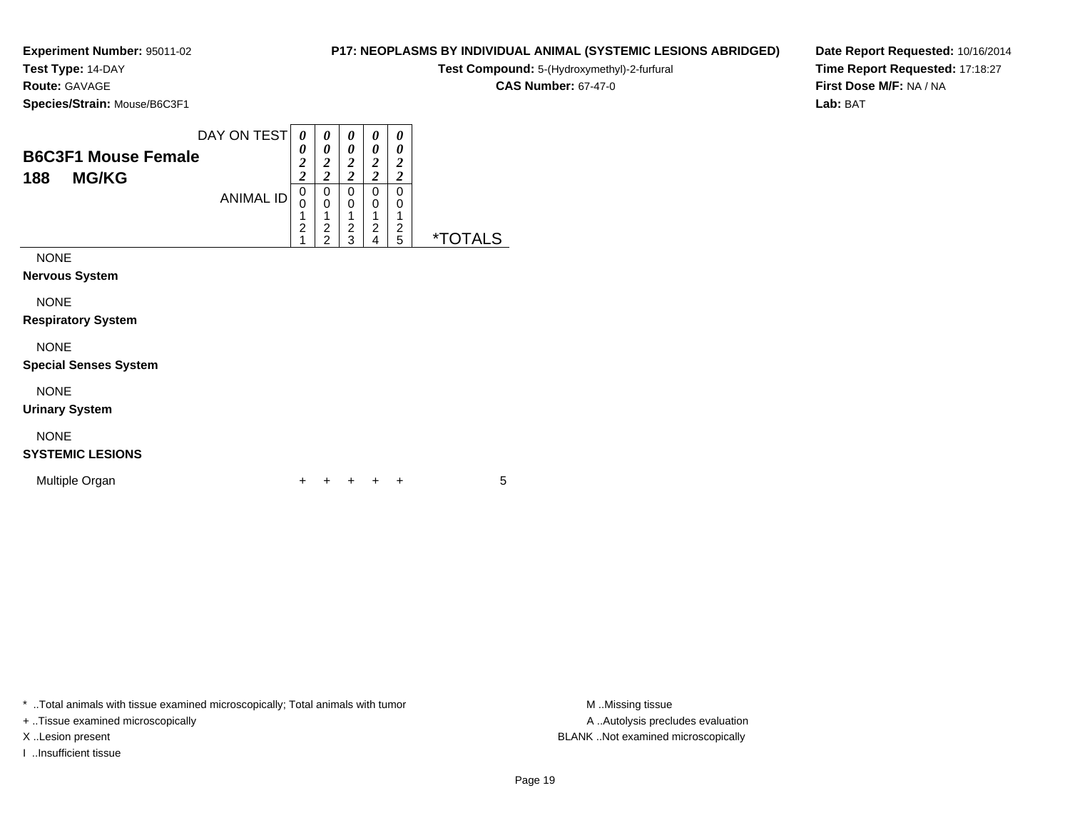**Experiment Number:** 95011-02
**Test Type:** 14-DAY
**Route:** GAVAGE
**Species/Strain:** Mouse/B6C3F1

**P17: NEOPLASMS BY INDIVIDUAL ANIMAL (SYSTEMIC LESIONS ABRIDGED)**
**Test Compound:** 5-(Hydroxymethyl)-2-furfural
**CAS Number:** 67-47-0

**Date Report Requested:** 10/16/2014
**Time Report Requested:** 17:18:27
**First Dose M/F:** NA / NA
**Lab:** BAT

## B6C3F1 Mouse Female
## 188 MG/KG

| DAY ON TEST | 0022 | 0022 | 0022 | 0022 | 0022 | |
|---|---|---|---|---|---|---|
| ANIMAL ID | 00121 | 00122 | 00123 | 00124 | 00125 | *TOTALS |
| NONE | | | | | | |
| **Nervous System** | | | | | | |
| NONE | | | | | | |
| **Respiratory System** | | | | | | |
| NONE | | | | | | |
| **Special Senses System** | | | | | | |
| NONE | | | | | | |
| **Urinary System** | | | | | | |
| NONE | | | | | | |
| **SYSTEMIC LESIONS** | | | | | | |
| Multiple Organ | + | + | + | + | + | 5 |

* ..Total animals with tissue examined microscopically; Total animals with tumor
+ ..Tissue examined microscopically
X ..Lesion present
I ..Insufficient tissue

M ..Missing tissue
A ..Autolysis precludes evaluation
BLANK ..Not examined microscopically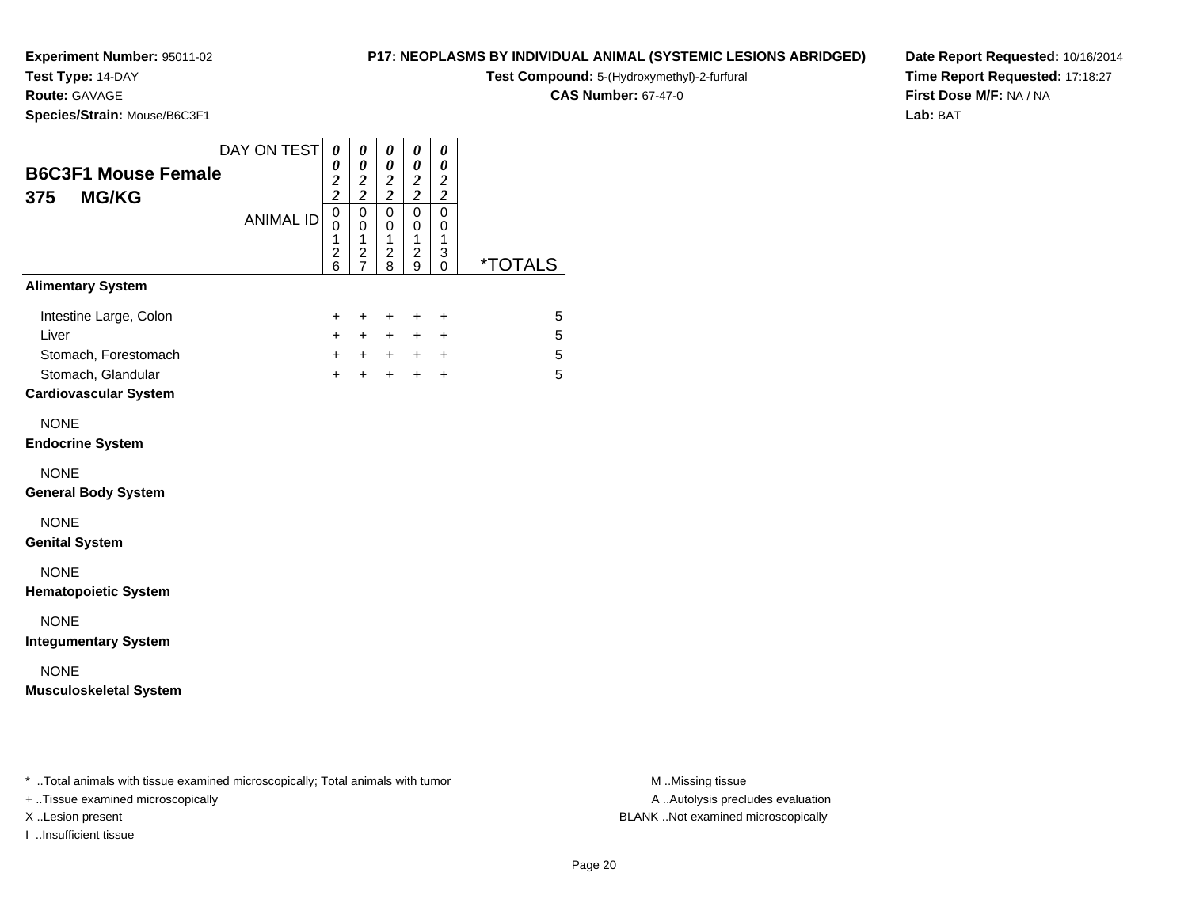**Experiment Number:** 95011-02
**Test Type:** 14-DAY
**Route:** GAVAGE
**Species/Strain:** Mouse/B6C3F1

**P17: NEOPLASMS BY INDIVIDUAL ANIMAL (SYSTEMIC LESIONS ABRIDGED)**
**Test Compound:** 5-(Hydroxymethyl)-2-furfural
**CAS Number:** 67-47-0

**Date Report Requested:** 10/16/2014
**Time Report Requested:** 17:18:27
**First Dose M/F:** NA / NA
**Lab:** BAT

## B6C3F1 Mouse Female
## 375 MG/KG

| DAY ON TEST | 0022 | 0022 | 0022 | 0022 | 0022 | |
|---|---|---|---|---|---|---|
| ANIMAL ID | 00126 | 00127 | 00128 | 00129 | 00130 | *TOTALS |
| **Alimentary System** | | | | | | |
| Intestine Large, Colon | + | + | + | + | + | 5 |
| Liver | + | + | + | + | + | 5 |
| Stomach, Forestomach | + | + | + | + | + | 5 |
| Stomach, Glandular | + | + | + | + | + | 5 |
| **Cardiovascular System** | | | | | | |
| NONE | | | | | | |
| **Endocrine System** | | | | | | |
| NONE | | | | | | |
| **General Body System** | | | | | | |
| NONE | | | | | | |
| **Genital System** | | | | | | |
| NONE | | | | | | |
| **Hematopoietic System** | | | | | | |
| NONE | | | | | | |
| **Integumentary System** | | | | | | |
| NONE | | | | | | |
| **Musculoskeletal System** | | | | | | |

* ..Total animals with tissue examined microscopically; Total animals with tumor
+ ..Tissue examined microscopically
X ..Lesion present
I ..Insufficient tissue

M ..Missing tissue
A ..Autolysis precludes evaluation
BLANK ..Not examined microscopically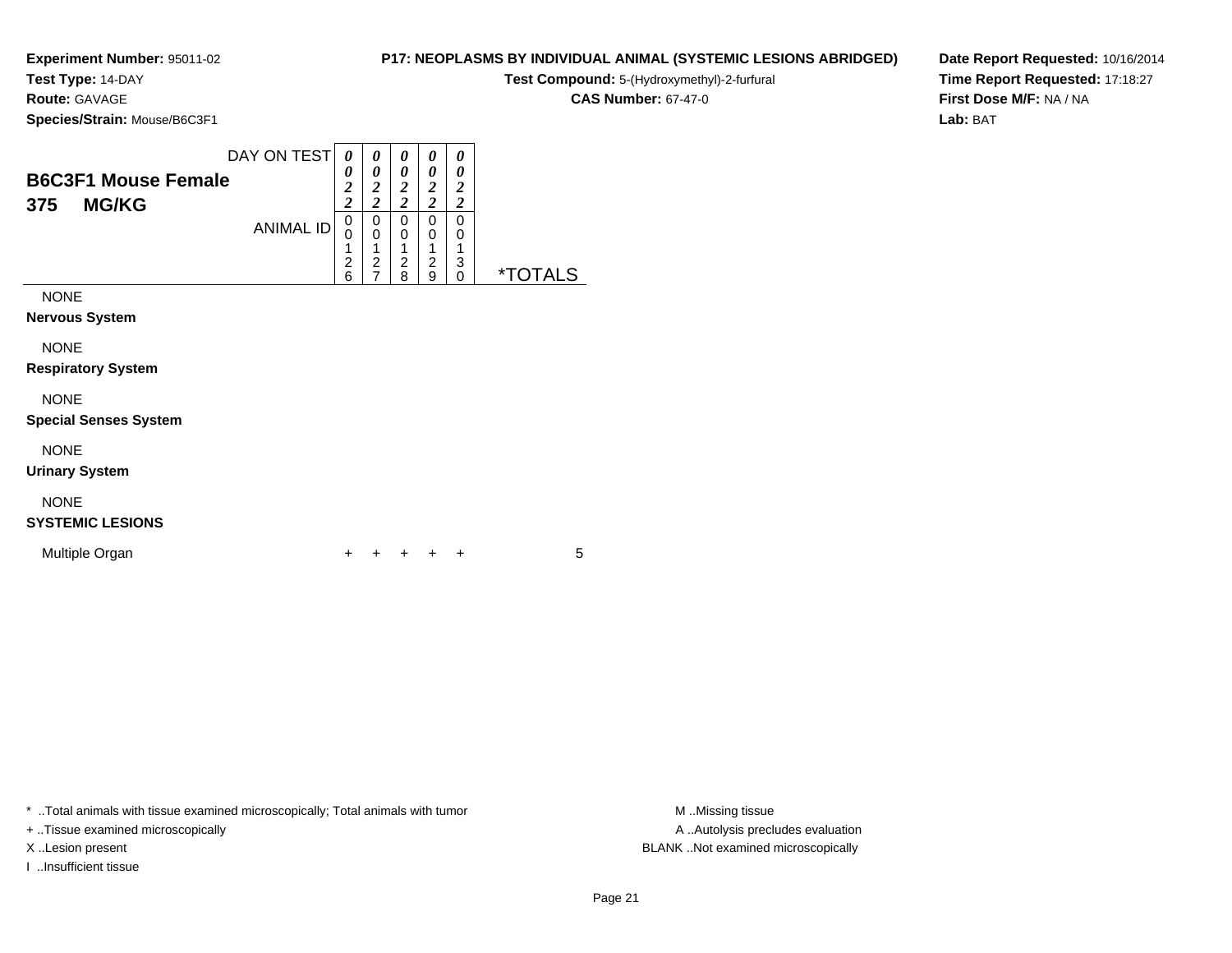**Experiment Number:** 95011-02
**Test Type:** 14-DAY
**Route:** GAVAGE
**Species/Strain:** Mouse/B6C3F1

**P17: NEOPLASMS BY INDIVIDUAL ANIMAL (SYSTEMIC LESIONS ABRIDGED)**
**Test Compound:** 5-(Hydroxymethyl)-2-furfural
**CAS Number:** 67-47-0

**Date Report Requested:** 10/16/2014
**Time Report Requested:** 17:18:27
**First Dose M/F:** NA / NA
**Lab:** BAT

## B6C3F1 Mouse Female
## 375 MG/KG

| | | | | | | |
|---|---|---|---|---|---|---|
| DAY ON TEST | 0022 | 0022 | 0022 | 0022 | 0022 | |
| ANIMAL ID | 00126 | 00127 | 00128 | 00129 | 00130 | *TOTALS |
| NONE | | | | | | |
| **Nervous System** | | | | | | |
| NONE | | | | | | |
| **Respiratory System** | | | | | | |
| NONE | | | | | | |
| **Special Senses System** | | | | | | |
| NONE | | | | | | |
| **Urinary System** | | | | | | |
| NONE | | | | | | |
| **SYSTEMIC LESIONS** | | | | | | |
| Multiple Organ | + | + | + | + | + | 5 |

* ..Total animals with tissue examined microscopically; Total animals with tumor
+ ..Tissue examined microscopically
X ..Lesion present
I ..Insufficient tissue

M ..Missing tissue
A ..Autolysis precludes evaluation
BLANK ..Not examined microscopically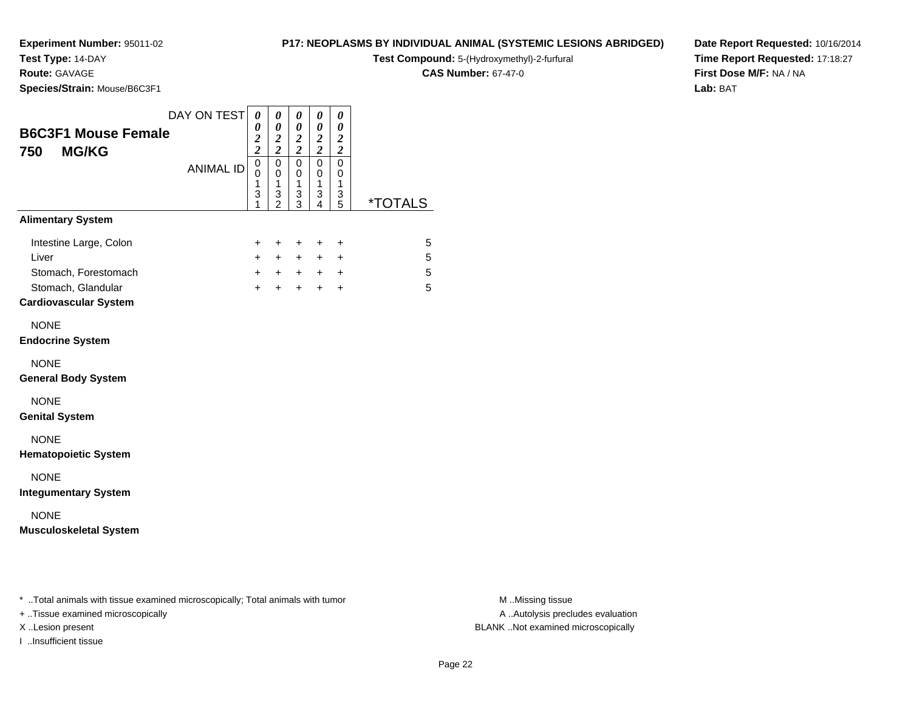**Experiment Number:** 95011-02
**Test Type:** 14-DAY
**Route:** GAVAGE
**Species/Strain:** Mouse/B6C3F1

## P17: NEOPLASMS BY INDIVIDUAL ANIMAL (SYSTEMIC LESIONS ABRIDGED)

**Test Compound:** 5-(Hydroxymethyl)-2-furfural
**CAS Number:** 67-47-0

**Date Report Requested:** 10/16/2014
**Time Report Requested:** 17:18:27
**First Dose M/F:** NA / NA
**Lab:** BAT

### B6C3F1 Mouse Female
### 750 MG/KG

| DAY ON TEST | 0022 | 0022 | 0022 | 0022 | 0022 | |
|---|---|---|---|---|---|---|
| ANIMAL ID | 00131 | 00132 | 00133 | 00134 | 00135 | *TOTALS |
| **Alimentary System** | | | | | | |
| Intestine Large, Colon | + | + | + | + | + | 5 |
| Liver | + | + | + | + | + | 5 |
| Stomach, Forestomach | + | + | + | + | + | 5 |
| Stomach, Glandular | + | + | + | + | + | 5 |
| **Cardiovascular System** | | | | | | |
| NONE | | | | | | |
| **Endocrine System** | | | | | | |
| NONE | | | | | | |
| **General Body System** | | | | | | |
| NONE | | | | | | |
| **Genital System** | | | | | | |
| NONE | | | | | | |
| **Hematopoietic System** | | | | | | |
| NONE | | | | | | |
| **Integumentary System** | | | | | | |
| NONE | | | | | | |
| **Musculoskeletal System** | | | | | | |

* ..Total animals with tissue examined microscopically; Total animals with tumor
+ ..Tissue examined microscopically
X ..Lesion present
I ..Insufficient tissue

M ..Missing tissue
A ..Autolysis precludes evaluation
BLANK ..Not examined microscopically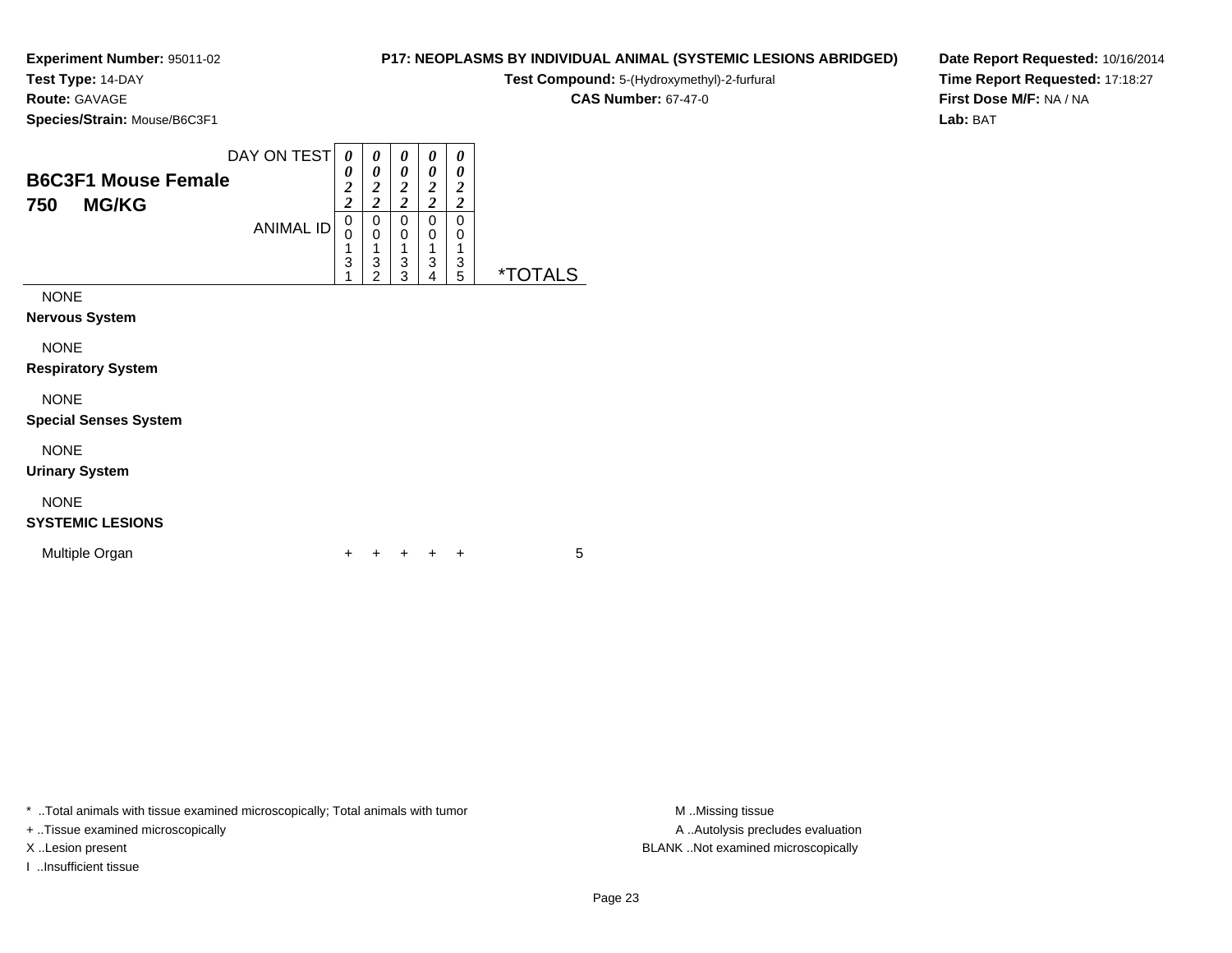**Experiment Number:** 95011-02
**Test Type:** 14-DAY
**Route:** GAVAGE
**Species/Strain:** Mouse/B6C3F1

**P17: NEOPLASMS BY INDIVIDUAL ANIMAL (SYSTEMIC LESIONS ABRIDGED)**
**Test Compound:** 5-(Hydroxymethyl)-2-furfural
**CAS Number:** 67-47-0

**Date Report Requested:** 10/16/2014
**Time Report Requested:** 17:18:27
**First Dose M/F:** NA / NA
**Lab:** BAT

## B6C3F1 Mouse Female
## 750 MG/KG

| DAY ON TEST | 0022 | 0022 | 0022 | 0022 | 0022 | |
|---|---|---|---|---|---|---|
| ANIMAL ID | 00131 | 00132 | 00133 | 00134 | 00135 | *TOTALS |
| NONE | | | | | | |
| **Nervous System** | | | | | | |
| NONE | | | | | | |
| **Respiratory System** | | | | | | |
| NONE | | | | | | |
| **Special Senses System** | | | | | | |
| NONE | | | | | | |
| **Urinary System** | | | | | | |
| NONE | | | | | | |
| **SYSTEMIC LESIONS** | | | | | | |
| Multiple Organ | + | + | + | + | + | 5 |

* ..Total animals with tissue examined microscopically; Total animals with tumor
+ ..Tissue examined microscopically
X ..Lesion present
I ..Insufficient tissue

M ..Missing tissue
A ..Autolysis precludes evaluation
BLANK ..Not examined microscopically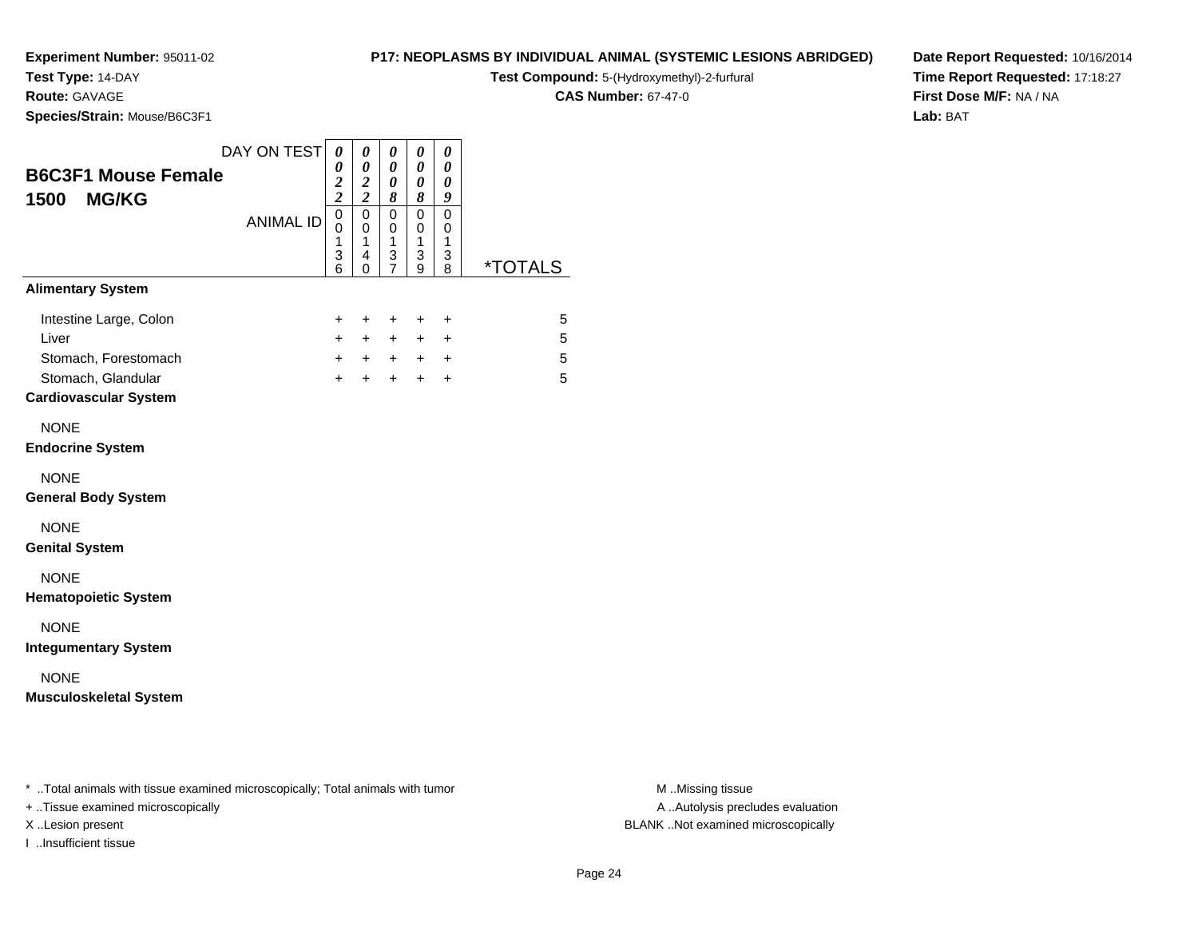**Experiment Number:** 95011-02
**Test Type:** 14-DAY
**Route:** GAVAGE
**Species/Strain:** Mouse/B6C3F1

**P17: NEOPLASMS BY INDIVIDUAL ANIMAL (SYSTEMIC LESIONS ABRIDGED)**
**Test Compound:** 5-(Hydroxymethyl)-2-furfural
**CAS Number:** 67-47-0

**Date Report Requested:** 10/16/2014
**Time Report Requested:** 17:18:27
**First Dose M/F:** NA / NA
**Lab:** BAT

## B6C3F1 Mouse Female
## 1500 MG/KG

| DAY ON TEST | 0022 | 0022 | 0008 | 0008 | 0009 | |
|---|---|---|---|---|---|---|
| ANIMAL ID | 00136 | 00140 | 00137 | 00139 | 00138 | *TOTALS |
| **Alimentary System** | | | | | | |
| Intestine Large, Colon | + | + | + | + | + | 5 |
| Liver | + | + | + | + | + | 5 |
| Stomach, Forestomach | + | + | + | + | + | 5 |
| Stomach, Glandular | + | + | + | + | + | 5 |
| **Cardiovascular System** | | | | | | |
| NONE | | | | | | |
| **Endocrine System** | | | | | | |
| NONE | | | | | | |
| **General Body System** | | | | | | |
| NONE | | | | | | |
| **Genital System** | | | | | | |
| NONE | | | | | | |
| **Hematopoietic System** | | | | | | |
| NONE | | | | | | |
| **Integumentary System** | | | | | | |
| NONE | | | | | | |
| **Musculoskeletal System** | | | | | | |

* ..Total animals with tissue examined microscopically; Total animals with tumor
+ ..Tissue examined microscopically
X ..Lesion present
I ..Insufficient tissue

M ..Missing tissue
A ..Autolysis precludes evaluation
BLANK ..Not examined microscopically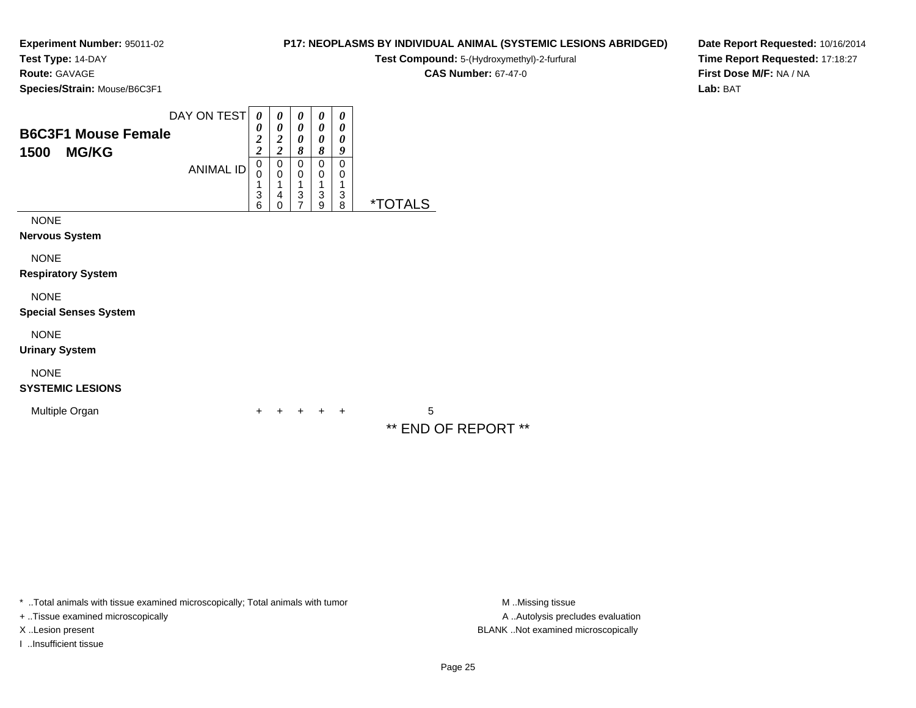**Experiment Number:** 95011-02
**Test Type:** 14-DAY
**Route:** GAVAGE
**Species/Strain:** Mouse/B6C3F1

**P17: NEOPLASMS BY INDIVIDUAL ANIMAL (SYSTEMIC LESIONS ABRIDGED)**
**Test Compound:** 5-(Hydroxymethyl)-2-furfural
**CAS Number:** 67-47-0

**Date Report Requested:** 10/16/2014
**Time Report Requested:** 17:18:27
**First Dose M/F:** NA / NA
**Lab:** BAT

**B6C3F1 Mouse Female**
**1500 MG/KG**

| DAY ON TEST | 0022 | 0022 | 0008 | 0008 | 0009 | |
|---|---|---|---|---|---|---|
| ANIMAL ID | 00136 | 00140 | 00137 | 00139 | 00138 | *TOTALS |
| NONE | | | | | | |
| **Nervous System** | | | | | | |
| NONE | | | | | | |
| **Respiratory System** | | | | | | |
| NONE | | | | | | |
| **Special Senses System** | | | | | | |
| NONE | | | | | | |
| **Urinary System** | | | | | | |
| NONE | | | | | | |
| **SYSTEMIC LESIONS** | | | | | | |
| Multiple Organ | + | + | + | + | + | 5 |

** END OF REPORT **

* ..Total animals with tissue examined microscopically; Total animals with tumor
+ ..Tissue examined microscopically
X ..Lesion present
I ..Insufficient tissue

M ..Missing tissue
A ..Autolysis precludes evaluation
BLANK ..Not examined microscopically